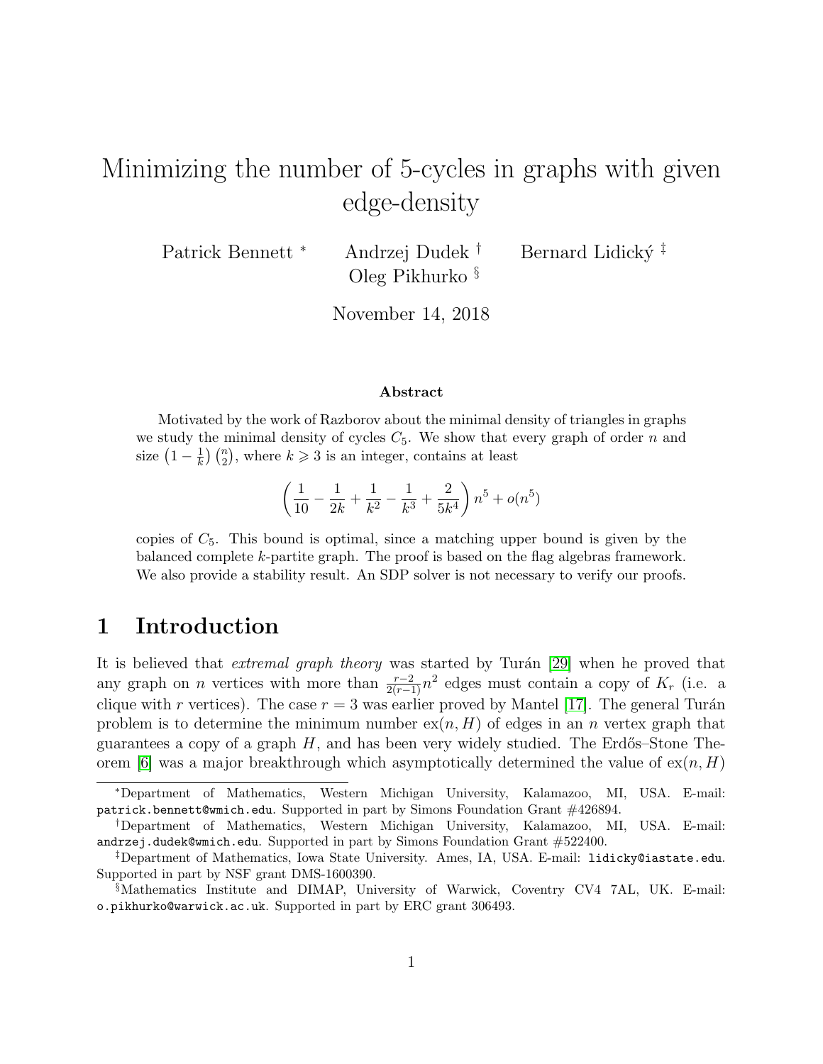# Minimizing the number of 5-cycles in graphs with given edge-density

Patrick Bennett [*] Andrzej Dudek [†] Bernard Lidický [‡] Oleg Pikhurko [§]

November 14, 2018

### Abstract

Motivated by the work of Razborov about the minimal density of triangles in graphs we study the minimal density of cycles $C_5$. We show that every graph of order $n$ and size $\left(1 - \frac{1}{k}\right)\binom{n}{2}$, where $k \geqslant 3$ is an integer, contains at least

$$\left(\frac{1}{10} - \frac{1}{2k} + \frac{1}{k^2} - \frac{1}{k^3} + \frac{2}{5k^4}\right) n^5 + o(n^5)$$

copies of $C_5$. This bound is optimal, since a matching upper bound is given by the balanced complete $k$-partite graph. The proof is based on the flag algebras framework. We also provide a stability result. An SDP solver is not necessary to verify our proofs.

## 1 Introduction

It is believed that *extremal graph theory* was started by Turán [29] when he proved that any graph on $n$ vertices with more than $\frac{r-2}{2(r-1)}n^2$ edges must contain a copy of $K_r$ (i.e. a clique with $r$ vertices). The case $r = 3$ was earlier proved by Mantel [17]. The general Turán problem is to determine the minimum number $\mathrm{ex}(n, H)$ of edges in an $n$ vertex graph that guarantees a copy of a graph $H$, and has been very widely studied. The Erdős–Stone Theorem [6] was a major breakthrough which asymptotically determined the value of $\mathrm{ex}(n, H)$

---

[*] Department of Mathematics, Western Michigan University, Kalamazoo, MI, USA. E-mail: patrick.bennett@wmich.edu. Supported in part by Simons Foundation Grant #426894.

[†] Department of Mathematics, Western Michigan University, Kalamazoo, MI, USA. E-mail: andrzej.dudek@wmich.edu. Supported in part by Simons Foundation Grant #522400.

[‡] Department of Mathematics, Iowa State University. Ames, IA, USA. E-mail: lidicky@iastate.edu. Supported in part by NSF grant DMS-1600390.

[§] Mathematics Institute and DIMAP, University of Warwick, Coventry CV4 7AL, UK. E-mail: o.pikhurko@warwick.ac.uk. Supported in part by ERC grant 306493.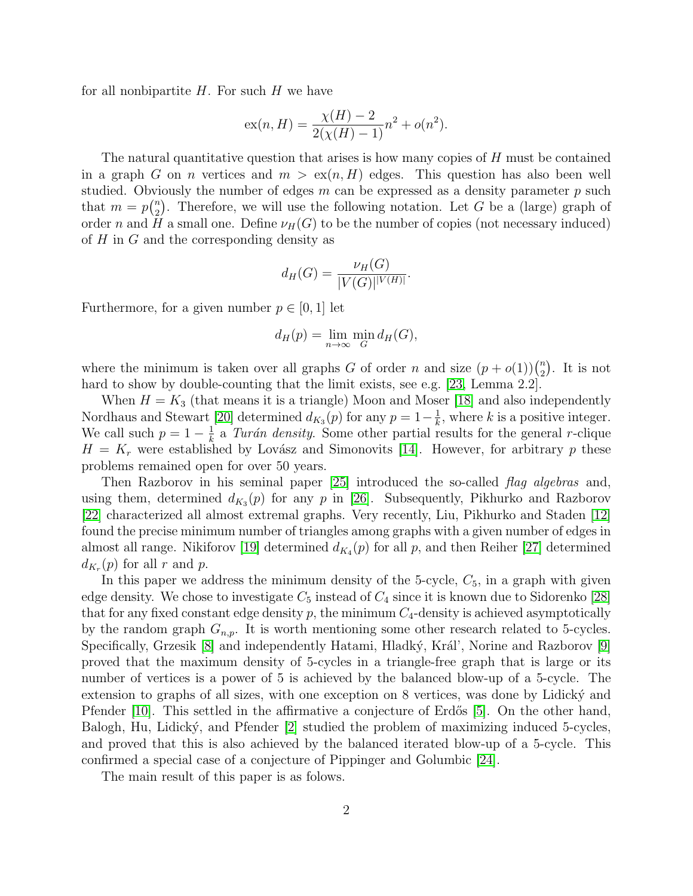for all nonbipartite $H$. For such $H$ we have

$$\mathrm{ex}(n, H) = \frac{\chi(H) - 2}{2(\chi(H) - 1)} n^2 + o(n^2).$$

The natural quantitative question that arises is how many copies of $H$ must be contained in a graph $G$ on $n$ vertices and $m > \mathrm{ex}(n, H)$ edges. This question has also been well studied. Obviously the number of edges $m$ can be expressed as a density parameter $p$ such that $m = p\binom{n}{2}$. Therefore, we will use the following notation. Let $G$ be a (large) graph of order $n$ and $H$ a small one. Define $\nu_H(G)$ to be the number of copies (not necessary induced) of $H$ in $G$ and the corresponding density as

$$d_H(G) = \frac{\nu_H(G)}{|V(G)|^{|V(H)|}}.$$

Furthermore, for a given number $p \in [0, 1]$ let

$$d_H(p) = \lim_{n\to\infty} \min_G d_H(G),$$

where the minimum is taken over all graphs $G$ of order $n$ and size $(p + o(1))\binom{n}{2}$. It is not hard to show by double-counting that the limit exists, see e.g. [23, Lemma 2.2].

When $H = K_3$ (that means it is a triangle) Moon and Moser [18] and also independently Nordhaus and Stewart [20] determined $d_{K_3}(p)$ for any $p = 1 - \frac{1}{k}$, where $k$ is a positive integer. We call such $p = 1 - \frac{1}{k}$ a *Turán density*. Some other partial results for the general $r$-clique $H = K_r$ were established by Lovász and Simonovits [14]. However, for arbitrary $p$ these problems remained open for over 50 years.

Then Razborov in his seminal paper [25] introduced the so-called *flag algebras* and, using them, determined $d_{K_3}(p)$ for any $p$ in [26]. Subsequently, Pikhurko and Razborov [22] characterized all almost extremal graphs. Very recently, Liu, Pikhurko and Staden [12] found the precise minimum number of triangles among graphs with a given number of edges in almost all range. Nikiforov [19] determined $d_{K_4}(p)$ for all $p$, and then Reiher [27] determined $d_{K_r}(p)$ for all $r$ and $p$.

In this paper we address the minimum density of the 5-cycle, $C_5$, in a graph with given edge density. We chose to investigate $C_5$ instead of $C_4$ since it is known due to Sidorenko [28] that for any fixed constant edge density $p$, the minimum $C_4$-density is achieved asymptotically by the random graph $G_{n,p}$. It is worth mentioning some other research related to 5-cycles. Specifically, Grzesik [8] and independently Hatami, Hladký, Král', Norine and Razborov [9] proved that the maximum density of 5-cycles in a triangle-free graph that is large or its number of vertices is a power of 5 is achieved by the balanced blow-up of a 5-cycle. The extension to graphs of all sizes, with one exception on 8 vertices, was done by Lidický and Pfender [10]. This settled in the affirmative a conjecture of Erdős [5]. On the other hand, Balogh, Hu, Lidický, and Pfender [2] studied the problem of maximizing induced 5-cycles, and proved that this is also achieved by the balanced iterated blow-up of a 5-cycle. This confirmed a special case of a conjecture of Pippinger and Golumbic [24].

The main result of this paper is as folows.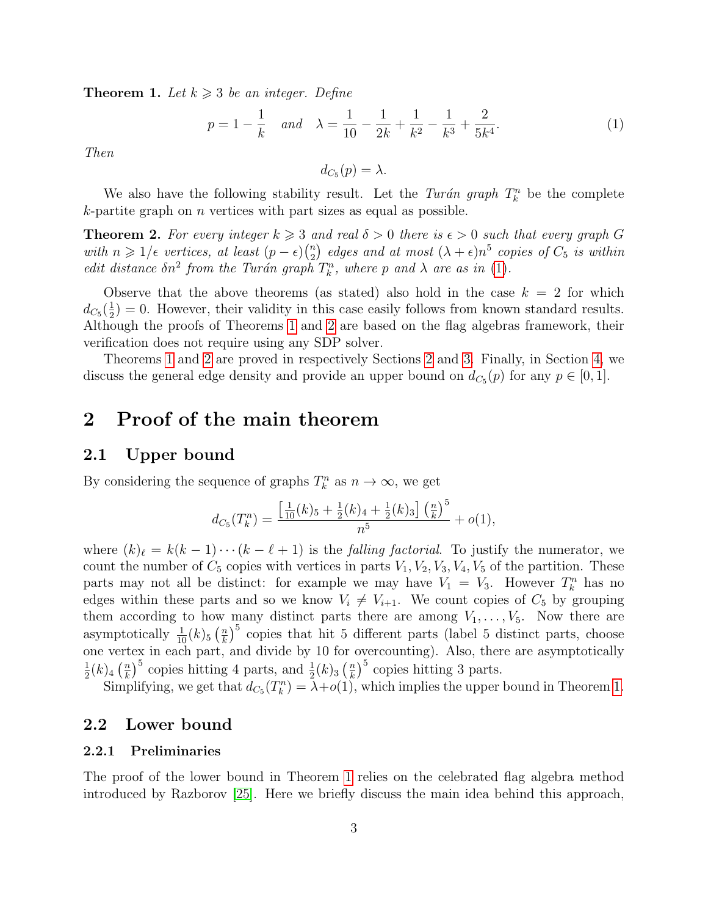**Theorem 1.** *Let $k \geqslant 3$ be an integer. Define*

$$p = 1 - \frac{1}{k} \quad \text{and} \quad \lambda = \frac{1}{10} - \frac{1}{2k} + \frac{1}{k^2} - \frac{1}{k^3} + \frac{2}{5k^4}. \tag{1}$$

*Then*

$$d_{C_5}(p) = \lambda.$$

We also have the following stability result. Let the *Turán graph* $T_k^n$ be the complete $k$-partite graph on $n$ vertices with part sizes as equal as possible.

**Theorem 2.** *For every integer $k \geqslant 3$ and real $\delta > 0$ there is $\epsilon > 0$ such that every graph $G$ with $n \geqslant 1/\epsilon$ vertices, at least $(p - \epsilon)\binom{n}{2}$ edges and at most $(\lambda + \epsilon)n^5$ copies of $C_5$ is within edit distance $\delta n^2$ from the Turán graph $T_k^n$, where $p$ and $\lambda$ are as in (1).*

Observe that the above theorems (as stated) also hold in the case $k = 2$ for which $d_{C_5}(\frac{1}{2}) = 0$. However, their validity in this case easily follows from known standard results. Although the proofs of Theorems 1 and 2 are based on the flag algebras framework, their verification does not require using any SDP solver.

Theorems 1 and 2 are proved in respectively Sections 2 and 3. Finally, in Section 4, we discuss the general edge density and provide an upper bound on $d_{C_5}(p)$ for any $p \in [0, 1]$.

# 2 Proof of the main theorem

## 2.1 Upper bound

By considering the sequence of graphs $T_k^n$ as $n \to \infty$, we get

$$d_{C_5}(T_k^n) = \frac{\left[\frac{1}{10}(k)_5 + \frac{1}{2}(k)_4 + \frac{1}{2}(k)_3\right]\left(\frac{n}{k}\right)^5}{n^5} + o(1),$$

where $(k)_\ell = k(k-1)\cdots(k-\ell+1)$ is the *falling factorial*. To justify the numerator, we count the number of $C_5$ copies with vertices in parts $V_1, V_2, V_3, V_4, V_5$ of the partition. These parts may not all be distinct: for example we may have $V_1 = V_3$. However $T_k^n$ has no edges within these parts and so we know $V_i \neq V_{i+1}$. We count copies of $C_5$ by grouping them according to how many distinct parts there are among $V_1, \ldots, V_5$. Now there are asymptotically $\frac{1}{10}(k)_5\left(\frac{n}{k}\right)^5$ copies that hit 5 different parts (label 5 distinct parts, choose one vertex in each part, and divide by 10 for overcounting). Also, there are asymptotically $\frac{1}{2}(k)_4\left(\frac{n}{k}\right)^5$ copies hitting 4 parts, and $\frac{1}{2}(k)_3\left(\frac{n}{k}\right)^5$ copies hitting 3 parts.

Simplifying, we get that $d_{C_5}(T_k^n) = \lambda + o(1)$, which implies the upper bound in Theorem 1.

## 2.2 Lower bound

### 2.2.1 Preliminaries

The proof of the lower bound in Theorem 1 relies on the celebrated flag algebra method introduced by Razborov [25]. Here we briefly discuss the main idea behind this approach,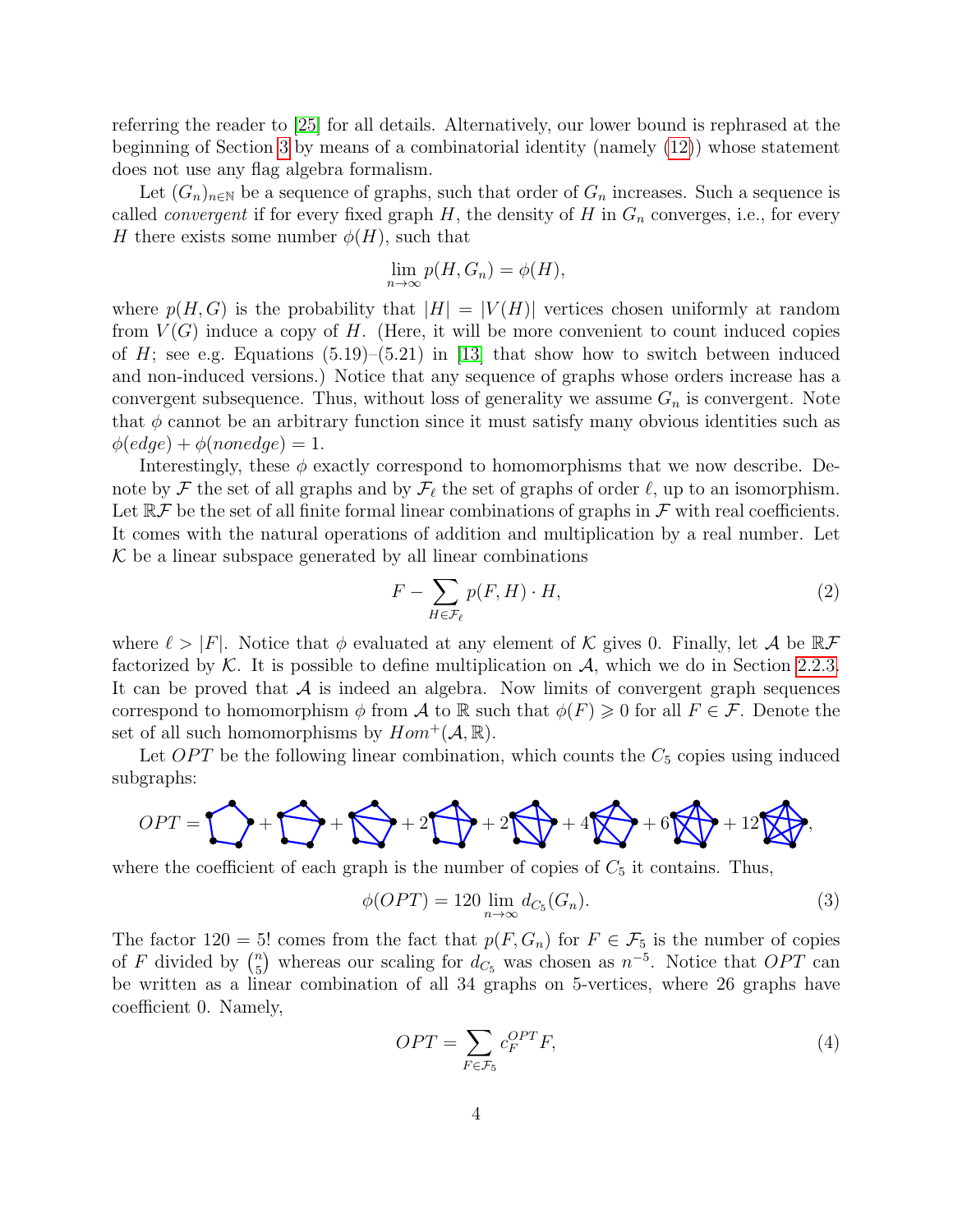referring the reader to [25] for all details. Alternatively, our lower bound is rephrased at the beginning of Section 3 by means of a combinatorial identity (namely (12)) whose statement does not use any flag algebra formalism.

Let $(G_n)_{n\in\mathbb{N}}$ be a sequence of graphs, such that order of $G_n$ increases. Such a sequence is called *convergent* if for every fixed graph $H$, the density of $H$ in $G_n$ converges, i.e., for every $H$ there exists some number $\phi(H)$, such that

$$\lim_{n\to\infty} p(H, G_n) = \phi(H),$$

where $p(H, G)$ is the probability that $|H| = |V(H)|$ vertices chosen uniformly at random from $V(G)$ induce a copy of $H$. (Here, it will be more convenient to count induced copies of $H$; see e.g. Equations (5.19)–(5.21) in [13] that show how to switch between induced and non-induced versions.) Notice that any sequence of graphs whose orders increase has a convergent subsequence. Thus, without loss of generality we assume $G_n$ is convergent. Note that $\phi$ cannot be an arbitrary function since it must satisfy many obvious identities such as $\phi(edge) + \phi(nonedge) = 1$.

Interestingly, these $\phi$ exactly correspond to homomorphisms that we now describe. Denote by $\mathcal{F}$ the set of all graphs and by $\mathcal{F}_\ell$ the set of graphs of order $\ell$, up to an isomorphism. Let $\mathbb{R}\mathcal{F}$ be the set of all finite formal linear combinations of graphs in $\mathcal{F}$ with real coefficients. It comes with the natural operations of addition and multiplication by a real number. Let $\mathcal{K}$ be a linear subspace generated by all linear combinations

$$F - \sum_{H\in\mathcal{F}_\ell} p(F, H) \cdot H, \tag{2}$$

where $\ell > |F|$. Notice that $\phi$ evaluated at any element of $\mathcal{K}$ gives 0. Finally, let $\mathcal{A}$ be $\mathbb{R}\mathcal{F}$ factorized by $\mathcal{K}$. It is possible to define multiplication on $\mathcal{A}$, which we do in Section 2.2.3. It can be proved that $\mathcal{A}$ is indeed an algebra. Now limits of convergent graph sequences correspond to homomorphism $\phi$ from $\mathcal{A}$ to $\mathbb{R}$ such that $\phi(F) \geqslant 0$ for all $F \in \mathcal{F}$. Denote the set of all such homomorphisms by $Hom^+(\mathcal{A}, \mathbb{R})$.

Let $OPT$ be the following linear combination, which counts the $C_5$ copies using induced subgraphs:

$OPT =$ [graph] $+$ [graph] $+$ [graph] $+ 2$ [graph] $+ 2$ [graph] $+ 4$ [graph] $+ 6$ [graph] $+ 12$ [graph],

where the coefficient of each graph is the number of copies of $C_5$ it contains. Thus,

$$\phi(OPT) = 120 \lim_{n\to\infty} d_{C_5}(G_n). \tag{3}$$

The factor $120 = 5!$ comes from the fact that $p(F, G_n)$ for $F \in \mathcal{F}_5$ is the number of copies of $F$ divided by $\binom{n}{5}$ whereas our scaling for $d_{C_5}$ was chosen as $n^{-5}$. Notice that $OPT$ can be written as a linear combination of all 34 graphs on 5-vertices, where 26 graphs have coefficient 0. Namely,

$$OPT = \sum_{F\in\mathcal{F}_5} c_F^{OPT} F, \tag{4}$$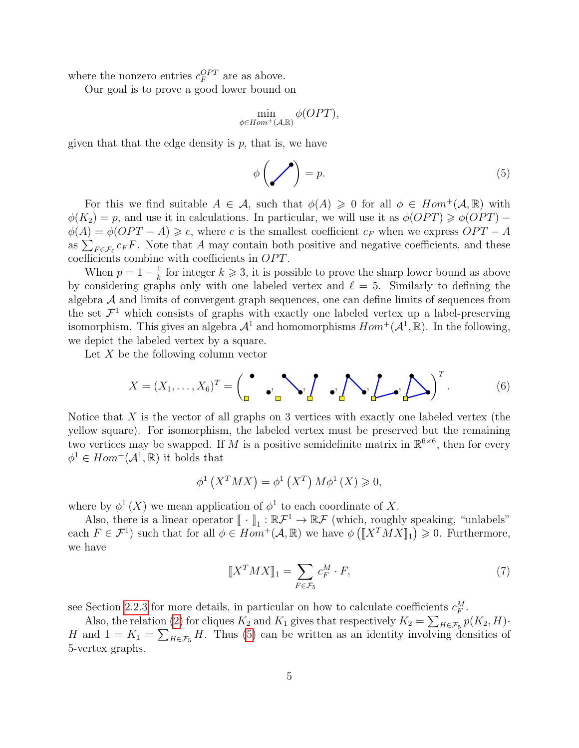where the nonzero entries $c_F^{OPT}$ are as above.

Our goal is to prove a good lower bound on

$$\min_{\phi \in Hom^+(\mathcal{A},\mathbb{R})} \phi(OPT),$$

given that that the edge density is $p$, that is, we have

$$\phi\left(K_2\right) = p. \tag{5}$$

For this we find suitable $A \in \mathcal{A}$, such that $\phi(A) \geqslant 0$ for all $\phi \in Hom^+(\mathcal{A},\mathbb{R})$ with $\phi(K_2) = p$, and use it in calculations. In particular, we will use it as $\phi(OPT) \geqslant \phi(OPT) - \phi(A) = \phi(OPT - A) \geqslant c$, where $c$ is the smallest coefficient $c_F$ when we express $OPT - A$ as $\sum_{F\in\mathcal{F}_\ell} c_F F$. Note that $A$ may contain both positive and negative coefficients, and these coefficients combine with coefficients in $OPT$.

When $p = 1 - \frac{1}{k}$ for integer $k \geqslant 3$, it is possible to prove the sharp lower bound as above by considering graphs only with one labeled vertex and $\ell = 5$. Similarly to defining the algebra $\mathcal{A}$ and limits of convergent graph sequences, one can define limits of sequences from the set $\mathcal{F}^1$ which consists of graphs with exactly one labeled vertex up a label-preserving isomorphism. This gives an algebra $\mathcal{A}^1$ and homomorphisms $Hom^+(\mathcal{A}^1,\mathbb{R})$. In the following, we depict the labeled vertex by a square.

Let $X$ be the following column vector

$$X = (X_1, \ldots, X_6)^T = \left(X_1, X_2, X_3, X_4, X_5, X_6\right)^T. \tag{6}$$

Notice that $X$ is the vector of all graphs on 3 vertices with exactly one labeled vertex (the yellow square). For isomorphism, the labeled vertex must be preserved but the remaining two vertices may be swapped. If $M$ is a positive semidefinite matrix in $\mathbb{R}^{6\times 6}$, then for every $\phi^1 \in Hom^+(\mathcal{A}^1,\mathbb{R})$ it holds that

$$\phi^1\left(X^T M X\right) = \phi^1\left(X^T\right) M \phi^1\left(X\right) \geqslant 0,$$

where by $\phi^1(X)$ we mean application of $\phi^1$ to each coordinate of $X$.

Also, there is a linear operator $[\![\ \cdot\ ]\!]_1 : \mathbb{R}\mathcal{F}^1 \to \mathbb{R}\mathcal{F}$ (which, roughly speaking, "unlabels" each $F \in \mathcal{F}^1$) such that for all $\phi \in Hom^+(\mathcal{A},\mathbb{R})$ we have $\phi\left([\![X^T M X]\!]_1\right) \geqslant 0$. Furthermore, we have

$$[\![X^T M X]\!]_1 = \sum_{F\in\mathcal{F}_5} c_F^M \cdot F, \tag{7}$$

see Section 2.2.3 for more details, in particular on how to calculate coefficients $c_F^M$.

Also, the relation (2) for cliques $K_2$ and $K_1$ gives that respectively $K_2 = \sum_{H\in\mathcal{F}_5} p(K_2, H)\cdot H$ and $1 = K_1 = \sum_{H\in\mathcal{F}_5} H$. Thus (5) can be written as an identity involving densities of 5-vertex graphs.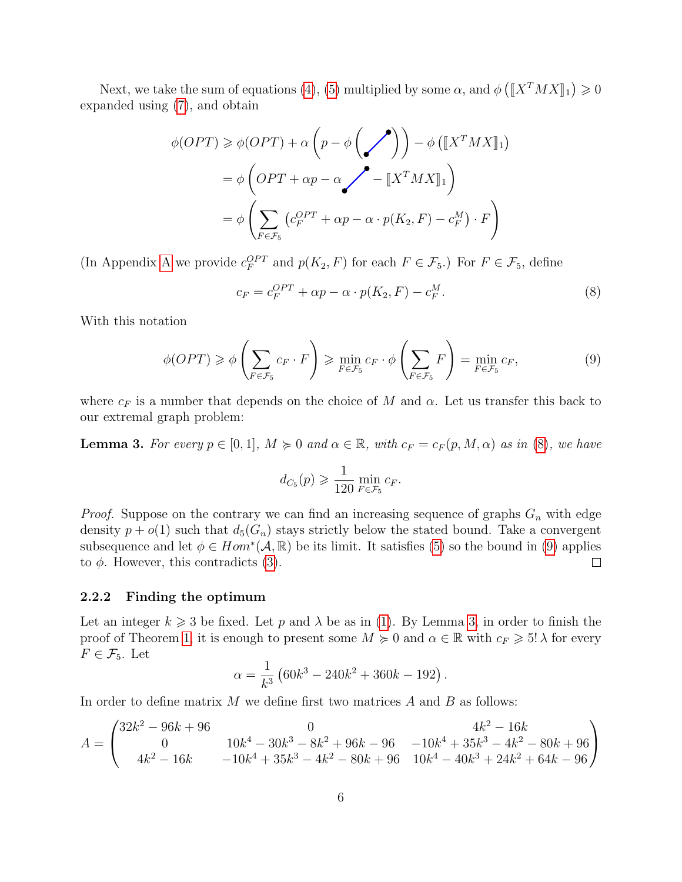Next, we take the sum of equations (4), (5) multiplied by some $\alpha$, and $\phi\left(\llbracket X^T M X \rrbracket_1\right) \geqslant 0$ expanded using (7), and obtain

$$
\begin{aligned}
\phi(OPT) &\geqslant \phi(OPT) + \alpha\left(p - \phi\left(\diagup\right)\right) - \phi\left(\llbracket X^T M X \rrbracket_1\right) \\
&= \phi\left(OPT + \alpha p - \alpha \diagup - \llbracket X^T M X \rrbracket_1\right) \\
&= \phi\left(\sum_{F \in \mathcal{F}_5} \left(c_F^{OPT} + \alpha p - \alpha \cdot p(K_2, F) - c_F^M\right) \cdot F\right)
\end{aligned}
$$

(In Appendix A we provide $c_F^{OPT}$ and $p(K_2, F)$ for each $F \in \mathcal{F}_5$.) For $F \in \mathcal{F}_5$, define

$$
c_F = c_F^{OPT} + \alpha p - \alpha \cdot p(K_2, F) - c_F^M. \tag{8}
$$

With this notation

$$
\phi(OPT) \geqslant \phi\left(\sum_{F \in \mathcal{F}_5} c_F \cdot F\right) \geqslant \min_{F \in \mathcal{F}_5} c_F \cdot \phi\left(\sum_{F \in \mathcal{F}_5} F\right) = \min_{F \in \mathcal{F}_5} c_F, \tag{9}
$$

where $c_F$ is a number that depends on the choice of $M$ and $\alpha$. Let us transfer this back to our extremal graph problem:

**Lemma 3.** *For every $p \in [0,1]$, $M \succcurlyeq 0$ and $\alpha \in \mathbb{R}$, with $c_F = c_F(p, M, \alpha)$ as in (8), we have*

$$
d_{C_5}(p) \geqslant \frac{1}{120} \min_{F \in \mathcal{F}_5} c_F.
$$

*Proof.* Suppose on the contrary we can find an increasing sequence of graphs $G_n$ with edge density $p + o(1)$ such that $d_5(G_n)$ stays strictly below the stated bound. Take a convergent subsequence and let $\phi \in Hom^*(\mathcal{A}, \mathbb{R})$ be its limit. It satisfies (5) so the bound in (9) applies to $\phi$. However, this contradicts (3). $\square$

#### 2.2.2 Finding the optimum

Let an integer $k \geqslant 3$ be fixed. Let $p$ and $\lambda$ be as in (1). By Lemma 3, in order to finish the proof of Theorem 1, it is enough to present some $M \succcurlyeq 0$ and $\alpha \in \mathbb{R}$ with $c_F \geqslant 5!\,\lambda$ for every $F \in \mathcal{F}_5$. Let

$$
\alpha = \frac{1}{k^3}\left(60k^3 - 240k^2 + 360k - 192\right).
$$

In order to define matrix $M$ we define first two matrices $A$ and $B$ as follows:

$$
A = \begin{pmatrix}
32k^2 - 96k + 96 & 0 & 4k^2 - 16k \\
0 & 10k^4 - 30k^3 - 8k^2 + 96k - 96 & -10k^4 + 35k^3 - 4k^2 - 80k + 96 \\
4k^2 - 16k & -10k^4 + 35k^3 - 4k^2 - 80k + 96 & 10k^4 - 40k^3 + 24k^2 + 64k - 96
\end{pmatrix}
$$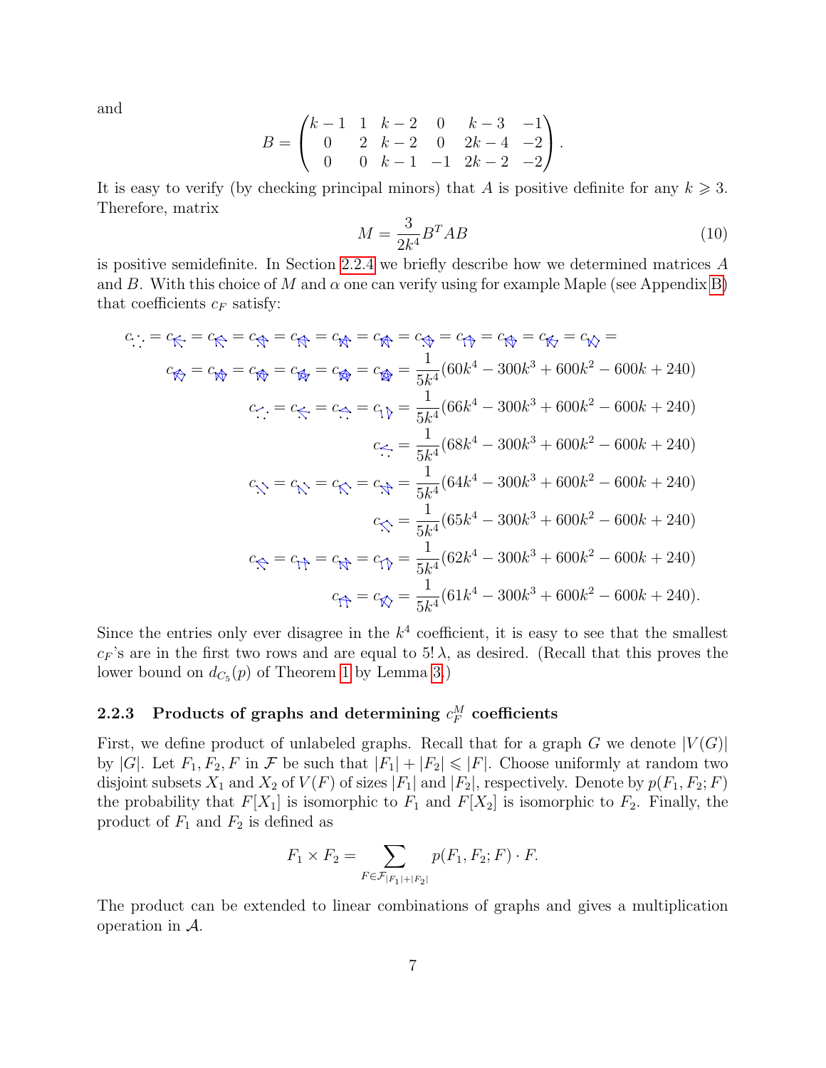and

$$B = \begin{pmatrix} k-1 & 1 & k-2 & 0 & k-3 & -1 \\ 0 & 2 & k-2 & 0 & 2k-4 & -2 \\ 0 & 0 & k-1 & -1 & 2k-2 & -2 \end{pmatrix}.$$

It is easy to verify (by checking principal minors) that $A$ is positive definite for any $k \geqslant 3$. Therefore, matrix

$$M = \frac{3}{2k^4} B^T A B \tag{10}$$

is positive semidefinite. In Section 2.2.4 we briefly describe how we determined matrices $A$ and $B$. With this choice of $M$ and $\alpha$ one can verify using for example Maple (see Appendix B) that coefficients $c_F$ satisfy:

$$\begin{aligned}
c_{F} = c_{F} = \cdots = c_{F} &= \\
c_{F} = \cdots = c_{F} &= \frac{1}{5k^4}(60k^4 - 300k^3 + 600k^2 - 600k + 240) \\
c_{F} = c_{F} = c_{F} = c_{F} &= \frac{1}{5k^4}(66k^4 - 300k^3 + 600k^2 - 600k + 240) \\
c_{F} &= \frac{1}{5k^4}(68k^4 - 300k^3 + 600k^2 - 600k + 240) \\
c_{F} = c_{F} = c_{F} = c_{F} &= \frac{1}{5k^4}(64k^4 - 300k^3 + 600k^2 - 600k + 240) \\
c_{F} &= \frac{1}{5k^4}(65k^4 - 300k^3 + 600k^2 - 600k + 240) \\
c_{F} = c_{F} = c_{F} = c_{F} &= \frac{1}{5k^4}(62k^4 - 300k^3 + 600k^2 - 600k + 240) \\
c_{F} = c_{F} &= \frac{1}{5k^4}(61k^4 - 300k^3 + 600k^2 - 600k + 240).
\end{aligned}$$

Since the entries only ever disagree in the $k^4$ coefficient, it is easy to see that the smallest $c_F$'s are in the first two rows and are equal to $5!\,\lambda$, as desired. (Recall that this proves the lower bound on $d_{C_5}(p)$ of Theorem 1 by Lemma 3.)

### 2.2.3 Products of graphs and determining $c_F^M$ coefficients

First, we define product of unlabeled graphs. Recall that for a graph $G$ we denote $|V(G)|$ by $|G|$. Let $F_1, F_2, F$ in $\mathcal{F}$ be such that $|F_1| + |F_2| \leqslant |F|$. Choose uniformly at random two disjoint subsets $X_1$ and $X_2$ of $V(F)$ of sizes $|F_1|$ and $|F_2|$, respectively. Denote by $p(F_1, F_2; F)$ the probability that $F[X_1]$ is isomorphic to $F_1$ and $F[X_2]$ is isomorphic to $F_2$. Finally, the product of $F_1$ and $F_2$ is defined as

$$F_1 \times F_2 = \sum_{F \in \mathcal{F}_{|F_1|+|F_2|}} p(F_1, F_2; F) \cdot F.$$

The product can be extended to linear combinations of graphs and gives a multiplication operation in $\mathcal{A}$.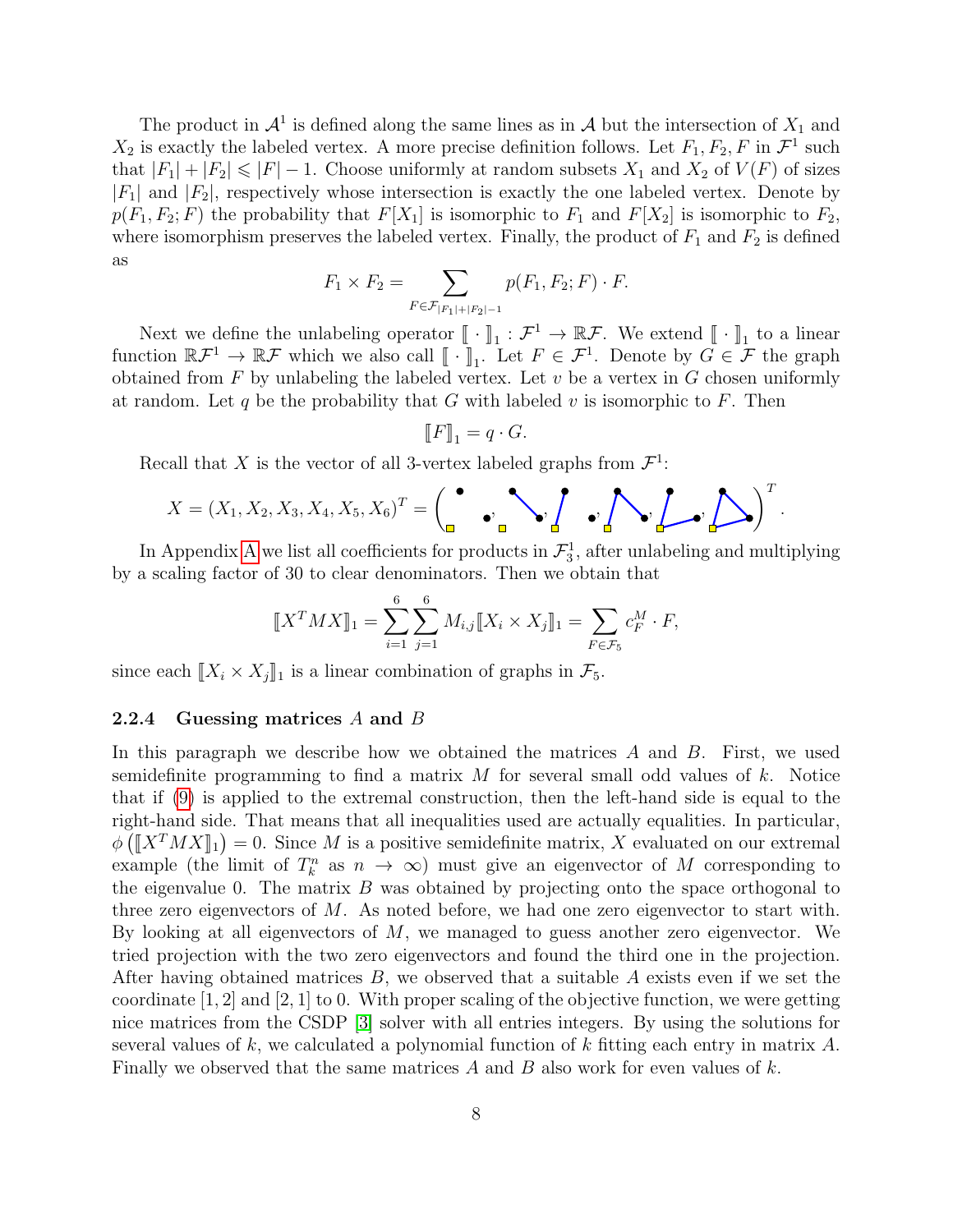The product in $\mathcal{A}^1$ is defined along the same lines as in $\mathcal{A}$ but the intersection of $X_1$ and $X_2$ is exactly the labeled vertex. A more precise definition follows. Let $F_1, F_2, F$ in $\mathcal{F}^1$ such that $|F_1| + |F_2| \leqslant |F| - 1$. Choose uniformly at random subsets $X_1$ and $X_2$ of $V(F)$ of sizes $|F_1|$ and $|F_2|$, respectively whose intersection is exactly the one labeled vertex. Denote by $p(F_1, F_2; F)$ the probability that $F[X_1]$ is isomorphic to $F_1$ and $F[X_2]$ is isomorphic to $F_2$, where isomorphism preserves the labeled vertex. Finally, the product of $F_1$ and $F_2$ is defined as

$$F_1 \times F_2 = \sum_{F \in \mathcal{F}_{|F_1|+|F_2|-1}} p(F_1, F_2; F) \cdot F.$$

Next we define the unlabeling operator $[\![ \cdot ]\!]_1 : \mathcal{F}^1 \to \mathbb{R}\mathcal{F}$. We extend $[\![ \cdot ]\!]_1$ to a linear function $\mathbb{R}\mathcal{F}^1 \to \mathbb{R}\mathcal{F}$ which we also call $[\![ \cdot ]\!]_1$. Let $F \in \mathcal{F}^1$. Denote by $G \in \mathcal{F}$ the graph obtained from $F$ by unlabeling the labeled vertex. Let $v$ be a vertex in $G$ chosen uniformly at random. Let $q$ be the probability that $G$ with labeled $v$ is isomorphic to $F$. Then

$$[\![F]\!]_1 = q \cdot G.$$

Recall that $X$ is the vector of all 3-vertex labeled graphs from $\mathcal{F}^1$:

$$X = (X_1, X_2, X_3, X_4, X_5, X_6)^T = \left( \cdots \right)^T.$$

In Appendix A we list all coefficients for products in $\mathcal{F}^1_3$, after unlabeling and multiplying by a scaling factor of 30 to clear denominators. Then we obtain that

$$[\![X^T M X]\!]_1 = \sum_{i=1}^{6} \sum_{j=1}^{6} M_{i,j} [\![X_i \times X_j]\!]_1 = \sum_{F \in \mathcal{F}_5} c^M_F \cdot F,$$

since each $[\![X_i \times X_j]\!]_1$ is a linear combination of graphs in $\mathcal{F}_5$.

### 2.2.4 Guessing matrices $A$ and $B$

In this paragraph we describe how we obtained the matrices $A$ and $B$. First, we used semidefinite programming to find a matrix $M$ for several small odd values of $k$. Notice that if (9) is applied to the extremal construction, then the left-hand side is equal to the right-hand side. That means that all inequalities used are actually equalities. In particular, $\phi\left([\![X^T M X]\!]_1\right) = 0$. Since $M$ is a positive semidefinite matrix, $X$ evaluated on our extremal example (the limit of $T^n_k$ as $n \to \infty$) must give an eigenvector of $M$ corresponding to the eigenvalue 0. The matrix $B$ was obtained by projecting onto the space orthogonal to three zero eigenvectors of $M$. As noted before, we had one zero eigenvector to start with. By looking at all eigenvectors of $M$, we managed to guess another zero eigenvector. We tried projection with the two zero eigenvectors and found the third one in the projection. After having obtained matrices $B$, we observed that a suitable $A$ exists even if we set the coordinate $[1, 2]$ and $[2, 1]$ to 0. With proper scaling of the objective function, we were getting nice matrices from the CSDP [3] solver with all entries integers. By using the solutions for several values of $k$, we calculated a polynomial function of $k$ fitting each entry in matrix $A$. Finally we observed that the same matrices $A$ and $B$ also work for even values of $k$.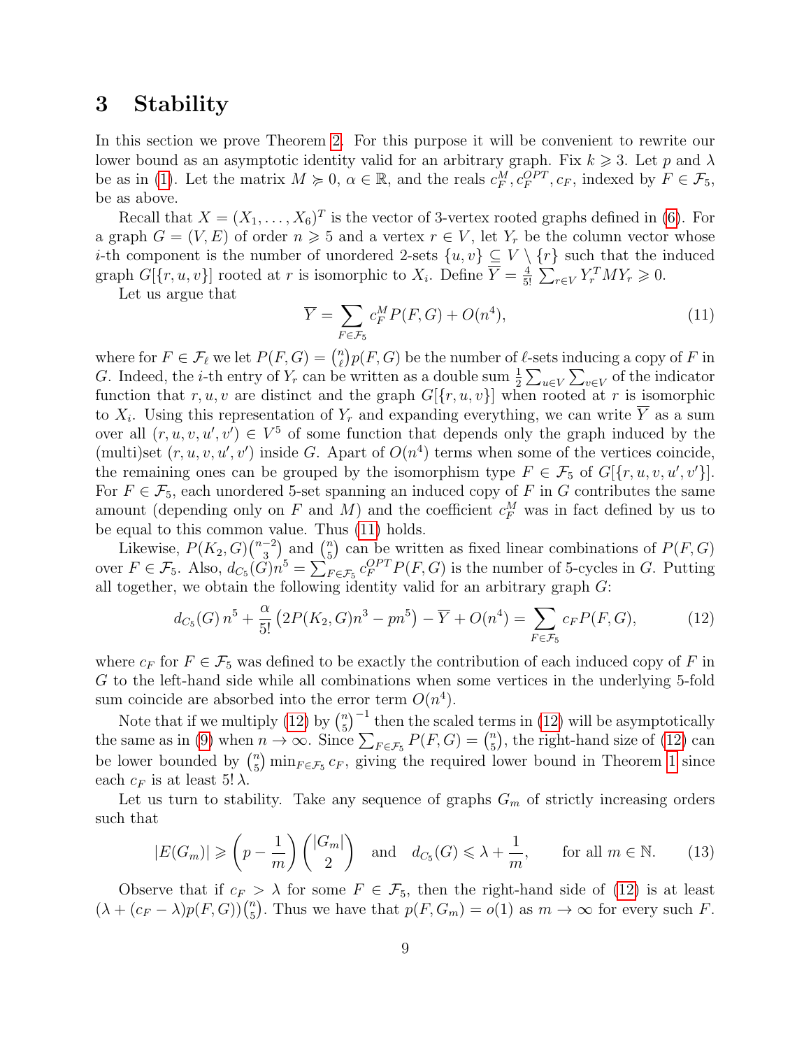## 3 Stability

In this section we prove Theorem 2. For this purpose it will be convenient to rewrite our lower bound as an asymptotic identity valid for an arbitrary graph. Fix $k \geqslant 3$. Let $p$ and $\lambda$ be as in (1). Let the matrix $M \succcurlyeq 0$, $\alpha \in \mathbb{R}$, and the reals $c_F^M, c_F^{OPT}, c_F$, indexed by $F \in \mathcal{F}_5$, be as above.

Recall that $X = (X_1, \ldots, X_6)^T$ is the vector of 3-vertex rooted graphs defined in (6). For a graph $G = (V, E)$ of order $n \geqslant 5$ and a vertex $r \in V$, let $Y_r$ be the column vector whose $i$-th component is the number of unordered 2-sets $\{u, v\} \subseteq V \setminus \{r\}$ such that the induced graph $G[\{r, u, v\}]$ rooted at $r$ is isomorphic to $X_i$. Define $\overline{Y} = \frac{4}{5!} \sum_{r \in V} Y_r^T M Y_r \geqslant 0$.

Let us argue that

$$\overline{Y} = \sum_{F \in \mathcal{F}_5} c_F^M P(F, G) + O(n^4), \tag{11}$$

where for $F \in \mathcal{F}_\ell$ we let $P(F, G) = \binom{n}{\ell} p(F, G)$ be the number of $\ell$-sets inducing a copy of $F$ in $G$. Indeed, the $i$-th entry of $Y_r$ can be written as a double sum $\frac{1}{2} \sum_{u \in V} \sum_{v \in V}$ of the indicator function that $r, u, v$ are distinct and the graph $G[\{r, u, v\}]$ when rooted at $r$ is isomorphic to $X_i$. Using this representation of $Y_r$ and expanding everything, we can write $\overline{Y}$ as a sum over all $(r, u, v, u', v') \in V^5$ of some function that depends only the graph induced by the (multi)set $(r, u, v, u', v')$ inside $G$. Apart of $O(n^4)$ terms when some of the vertices coincide, the remaining ones can be grouped by the isomorphism type $F \in \mathcal{F}_5$ of $G[\{r, u, v, u', v'\}]$. For $F \in \mathcal{F}_5$, each unordered 5-set spanning an induced copy of $F$ in $G$ contributes the same amount (depending only on $F$ and $M$) and the coefficient $c_F^M$ was in fact defined by us to be equal to this common value. Thus (11) holds.

Likewise, $P(K_2, G)\binom{n-2}{3}$ and $\binom{n}{5}$ can be written as fixed linear combinations of $P(F, G)$ over $F \in \mathcal{F}_5$. Also, $d_{C_5}(G) n^5 = \sum_{F \in \mathcal{F}_5} c_F^{OPT} P(F, G)$ is the number of 5-cycles in $G$. Putting all together, we obtain the following identity valid for an arbitrary graph $G$:

$$d_{C_5}(G)\, n^5 + \frac{\alpha}{5!}\left(2P(K_2, G) n^3 - p n^5\right) - \overline{Y} + O(n^4) = \sum_{F \in \mathcal{F}_5} c_F P(F, G), \tag{12}$$

where $c_F$ for $F \in \mathcal{F}_5$ was defined to be exactly the contribution of each induced copy of $F$ in $G$ to the left-hand side while all combinations when some vertices in the underlying 5-fold sum coincide are absorbed into the error term $O(n^4)$.

Note that if we multiply (12) by $\binom{n}{5}^{-1}$ then the scaled terms in (12) will be asymptotically the same as in (9) when $n \to \infty$. Since $\sum_{F \in \mathcal{F}_5} P(F, G) = \binom{n}{5}$, the right-hand size of (12) can be lower bounded by $\binom{n}{5} \min_{F \in \mathcal{F}_5} c_F$, giving the required lower bound in Theorem 1 since each $c_F$ is at least $5!\, \lambda$.

Let us turn to stability. Take any sequence of graphs $G_m$ of strictly increasing orders such that

$$|E(G_m)| \geqslant \left(p - \frac{1}{m}\right)\binom{|G_m|}{2} \quad \text{and} \quad d_{C_5}(G) \leqslant \lambda + \frac{1}{m}, \qquad \text{for all } m \in \mathbb{N}. \tag{13}$$

Observe that if $c_F > \lambda$ for some $F \in \mathcal{F}_5$, then the right-hand side of (12) is at least $(\lambda + (c_F - \lambda) p(F, G))\binom{n}{5}$. Thus we have that $p(F, G_m) = o(1)$ as $m \to \infty$ for every such $F$.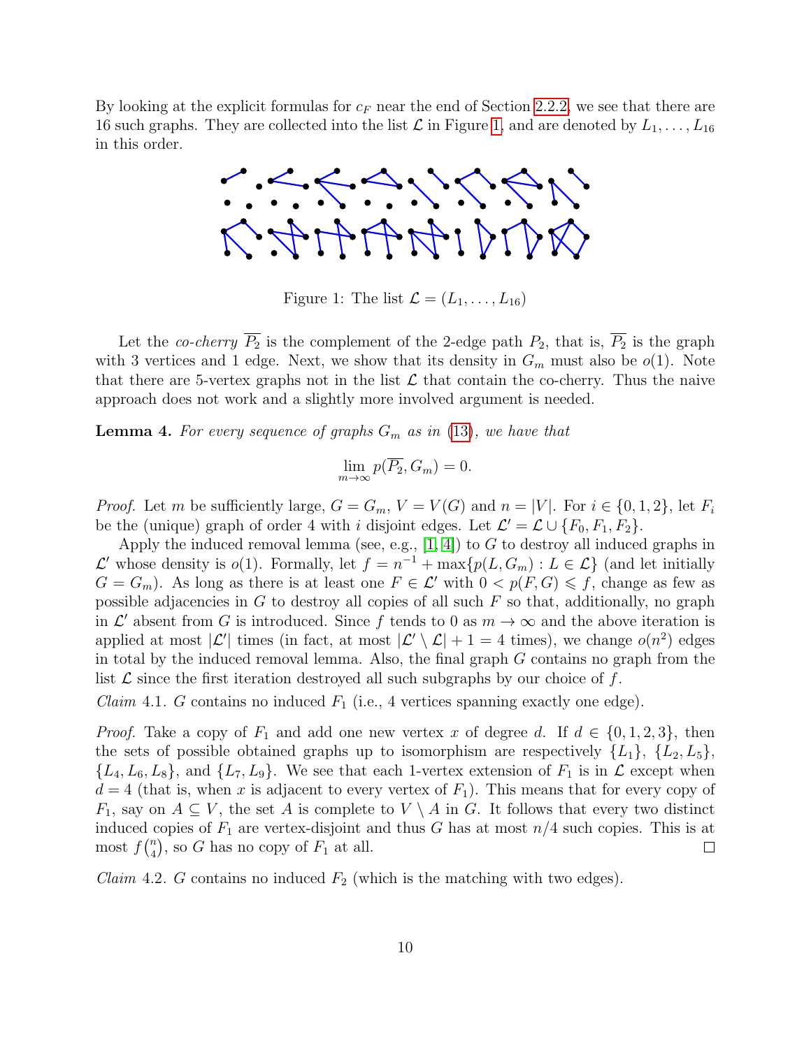By looking at the explicit formulas for $c_F$ near the end of Section 2.2.2, we see that there are 16 such graphs. They are collected into the list $\mathcal{L}$ in Figure 1, and are denoted by $L_1, \ldots, L_{16}$ in this order.

Figure 1: The list $\mathcal{L} = (L_1, \ldots, L_{16})$

Let the *co-cherry* $\overline{P_2}$ is the complement of the 2-edge path $P_2$, that is, $\overline{P_2}$ is the graph with 3 vertices and 1 edge. Next, we show that its density in $G_m$ must also be $o(1)$. Note that there are 5-vertex graphs not in the list $\mathcal{L}$ that contain the co-cherry. Thus the naive approach does not work and a slightly more involved argument is needed.

**Lemma 4.** *For every sequence of graphs $G_m$ as in (13), we have that*

$$\lim_{m\to\infty} p(\overline{P_2}, G_m) = 0.$$

*Proof.* Let $m$ be sufficiently large, $G = G_m$, $V = V(G)$ and $n = |V|$. For $i \in \{0, 1, 2\}$, let $F_i$ be the (unique) graph of order 4 with $i$ disjoint edges. Let $\mathcal{L}' = \mathcal{L} \cup \{F_0, F_1, F_2\}$.

Apply the induced removal lemma (see, e.g., [1, 4]) to $G$ to destroy all induced graphs in $\mathcal{L}'$ whose density is $o(1)$. Formally, let $f = n^{-1} + \max\{p(L, G_m) : L \in \mathcal{L}\}$ (and let initially $G = G_m$). As long as there is at least one $F \in \mathcal{L}'$ with $0 < p(F, G) \leqslant f$, change as few as possible adjacencies in $G$ to destroy all copies of all such $F$ so that, additionally, no graph in $\mathcal{L}'$ absent from $G$ is introduced. Since $f$ tends to 0 as $m \to \infty$ and the above iteration is applied at most $|\mathcal{L}'|$ times (in fact, at most $|\mathcal{L}' \setminus \mathcal{L}| + 1 = 4$ times), we change $o(n^2)$ edges in total by the induced removal lemma. Also, the final graph $G$ contains no graph from the list $\mathcal{L}$ since the first iteration destroyed all such subgraphs by our choice of $f$.

*Claim* 4.1. *$G$ contains no induced $F_1$ (i.e., 4 vertices spanning exactly one edge).*

*Proof.* Take a copy of $F_1$ and add one new vertex $x$ of degree $d$. If $d \in \{0, 1, 2, 3\}$, then the sets of possible obtained graphs up to isomorphism are respectively $\{L_1\}$, $\{L_2, L_5\}$, $\{L_4, L_6, L_8\}$, and $\{L_7, L_9\}$. We see that each 1-vertex extension of $F_1$ is in $\mathcal{L}$ except when $d = 4$ (that is, when $x$ is adjacent to every vertex of $F_1$). This means that for every copy of $F_1$, say on $A \subseteq V$, the set $A$ is complete to $V \setminus A$ in $G$. It follows that every two distinct induced copies of $F_1$ are vertex-disjoint and thus $G$ has at most $n/4$ such copies. This is at most $f\binom{n}{4}$, so $G$ has no copy of $F_1$ at all. □

*Claim* 4.2. *$G$ contains no induced $F_2$ (which is the matching with two edges).*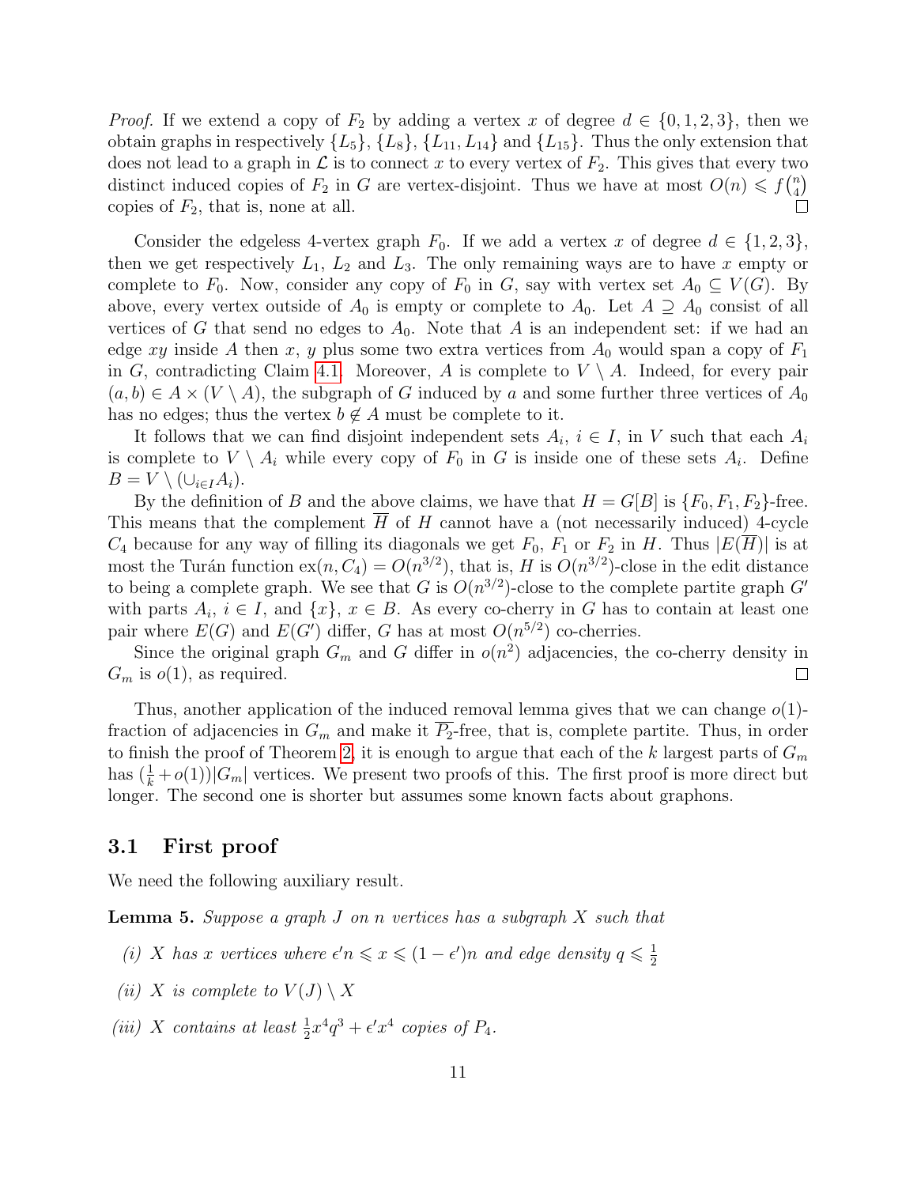*Proof.* If we extend a copy of $F_2$ by adding a vertex $x$ of degree $d \in \{0, 1, 2, 3\}$, then we obtain graphs in respectively $\{L_5\}$, $\{L_8\}$, $\{L_{11}, L_{14}\}$ and $\{L_{15}\}$. Thus the only extension that does not lead to a graph in $\mathcal{L}$ is to connect $x$ to every vertex of $F_2$. This gives that every two distinct induced copies of $F_2$ in $G$ are vertex-disjoint. Thus we have at most $O(n) \leqslant f\binom{n}{4}$ copies of $F_2$, that is, none at all. $\square$

Consider the edgeless 4-vertex graph $F_0$. If we add a vertex $x$ of degree $d \in \{1, 2, 3\}$, then we get respectively $L_1$, $L_2$ and $L_3$. The only remaining ways are to have $x$ empty or complete to $F_0$. Now, consider any copy of $F_0$ in $G$, say with vertex set $A_0 \subseteq V(G)$. By above, every vertex outside of $A_0$ is empty or complete to $A_0$. Let $A \supseteq A_0$ consist of all vertices of $G$ that send no edges to $A_0$. Note that $A$ is an independent set: if we had an edge $xy$ inside $A$ then $x$, $y$ plus some two extra vertices from $A_0$ would span a copy of $F_1$ in $G$, contradicting Claim 4.1. Moreover, $A$ is complete to $V \setminus A$. Indeed, for every pair $(a, b) \in A \times (V \setminus A)$, the subgraph of $G$ induced by $a$ and some further three vertices of $A_0$ has no edges; thus the vertex $b \notin A$ must be complete to it.

It follows that we can find disjoint independent sets $A_i$, $i \in I$, in $V$ such that each $A_i$ is complete to $V \setminus A_i$ while every copy of $F_0$ in $G$ is inside one of these sets $A_i$. Define $B = V \setminus (\cup_{i \in I} A_i)$.

By the definition of $B$ and the above claims, we have that $H = G[B]$ is $\{F_0, F_1, F_2\}$-free. This means that the complement $\overline{H}$ of $H$ cannot have a (not necessarily induced) 4-cycle $C_4$ because for any way of filling its diagonals we get $F_0$, $F_1$ or $F_2$ in $H$. Thus $|E(\overline{H})|$ is at most the Turán function $\mathrm{ex}(n, C_4) = O(n^{3/2})$, that is, $H$ is $O(n^{3/2})$-close in the edit distance to being a complete graph. We see that $G$ is $O(n^{3/2})$-close to the complete partite graph $G'$ with parts $A_i$, $i \in I$, and $\{x\}$, $x \in B$. As every co-cherry in $G$ has to contain at least one pair where $E(G)$ and $E(G')$ differ, $G$ has at most $O(n^{5/2})$ co-cherries.

Since the original graph $G_m$ and $G$ differ in $o(n^2)$ adjacencies, the co-cherry density in $G_m$ is $o(1)$, as required. $\square$

Thus, another application of the induced removal lemma gives that we can change $o(1)$-fraction of adjacencies in $G_m$ and make it $\overline{P_2}$-free, that is, complete partite. Thus, in order to finish the proof of Theorem 2, it is enough to argue that each of the $k$ largest parts of $G_m$ has $(\frac{1}{k} + o(1))|G_m|$ vertices. We present two proofs of this. The first proof is more direct but longer. The second one is shorter but assumes some known facts about graphons.

### 3.1 First proof

We need the following auxiliary result.

**Lemma 5.** *Suppose a graph $J$ on $n$ vertices has a subgraph $X$ such that*

*(i) $X$ has $x$ vertices where $\epsilon' n \leqslant x \leqslant (1 - \epsilon')n$ and edge density $q \leqslant \frac{1}{2}$*

*(ii) $X$ is complete to $V(J) \setminus X$*

*(iii) $X$ contains at least $\frac{1}{2}x^4 q^3 + \epsilon' x^4$ copies of $P_4$.*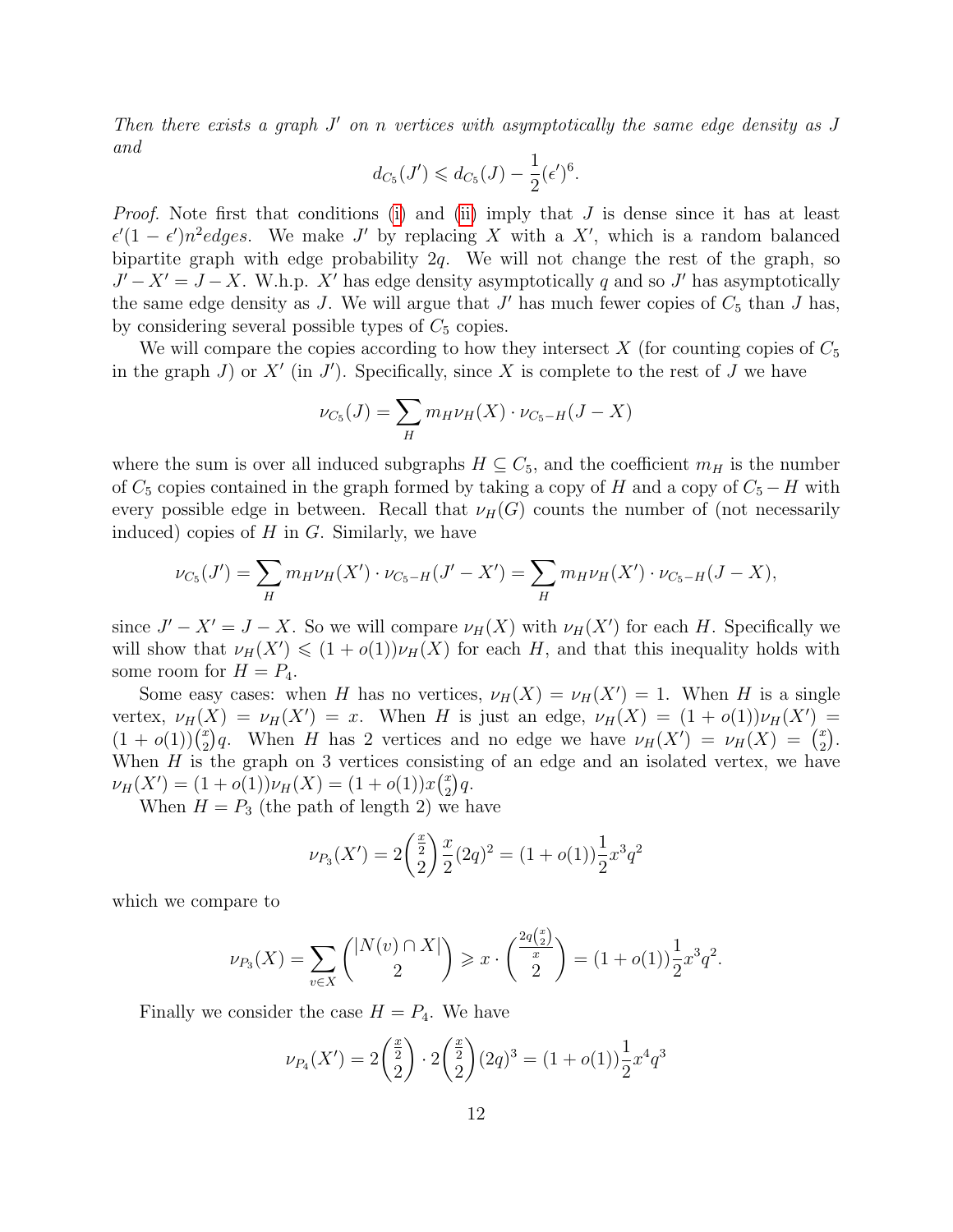*Then there exists a graph $J'$ on $n$ vertices with asymptotically the same edge density as $J$ and*

$$d_{C_5}(J') \leqslant d_{C_5}(J) - \frac{1}{2}(\epsilon')^6.$$

*Proof.* Note first that conditions (i) and (ii) imply that $J$ is dense since it has at least $\epsilon'(1-\epsilon')n^2 edges$. We make $J'$ by replacing $X$ with a $X'$, which is a random balanced bipartite graph with edge probability $2q$. We will not change the rest of the graph, so $J' - X' = J - X$. W.h.p. $X'$ has edge density asymptotically $q$ and so $J'$ has asymptotically the same edge density as $J$. We will argue that $J'$ has much fewer copies of $C_5$ than $J$ has, by considering several possible types of $C_5$ copies.

We will compare the copies according to how they intersect $X$ (for counting copies of $C_5$ in the graph $J$) or $X'$ (in $J'$). Specifically, since $X$ is complete to the rest of $J$ we have

$$\nu_{C_5}(J) = \sum_H m_H \nu_H(X) \cdot \nu_{C_5 - H}(J - X)$$

where the sum is over all induced subgraphs $H \subseteq C_5$, and the coefficient $m_H$ is the number of $C_5$ copies contained in the graph formed by taking a copy of $H$ and a copy of $C_5 - H$ with every possible edge in between. Recall that $\nu_H(G)$ counts the number of (not necessarily induced) copies of $H$ in $G$. Similarly, we have

$$\nu_{C_5}(J') = \sum_H m_H \nu_H(X') \cdot \nu_{C_5 - H}(J' - X') = \sum_H m_H \nu_H(X') \cdot \nu_{C_5 - H}(J - X),$$

since $J' - X' = J - X$. So we will compare $\nu_H(X)$ with $\nu_H(X')$ for each $H$. Specifically we will show that $\nu_H(X') \leqslant (1+o(1))\nu_H(X)$ for each $H$, and that this inequality holds with some room for $H = P_4$.

Some easy cases: when $H$ has no vertices, $\nu_H(X) = \nu_H(X') = 1$. When $H$ is a single vertex, $\nu_H(X) = \nu_H(X') = x$. When $H$ is just an edge, $\nu_H(X) = (1+o(1))\nu_H(X') = (1+o(1))\binom{x}{2}q$. When $H$ has 2 vertices and no edge we have $\nu_H(X') = \nu_H(X) = \binom{x}{2}$. When $H$ is the graph on 3 vertices consisting of an edge and an isolated vertex, we have $\nu_H(X') = (1+o(1))\nu_H(X) = (1+o(1))x\binom{x}{2}q$.

When $H = P_3$ (the path of length 2) we have

$$\nu_{P_3}(X') = 2\binom{\frac{x}{2}}{2}\frac{x}{2}(2q)^2 = (1+o(1))\frac{1}{2}x^3q^2$$

which we compare to

$$\nu_{P_3}(X) = \sum_{v \in X} \binom{|N(v) \cap X|}{2} \geqslant x \cdot \binom{\frac{2q\binom{x}{2}}{x}}{2} = (1+o(1))\frac{1}{2}x^3q^2.$$

Finally we consider the case $H = P_4$. We have

$$\nu_{P_4}(X') = 2\binom{\frac{x}{2}}{2} \cdot 2\binom{\frac{x}{2}}{2}(2q)^3 = (1+o(1))\frac{1}{2}x^4q^3$$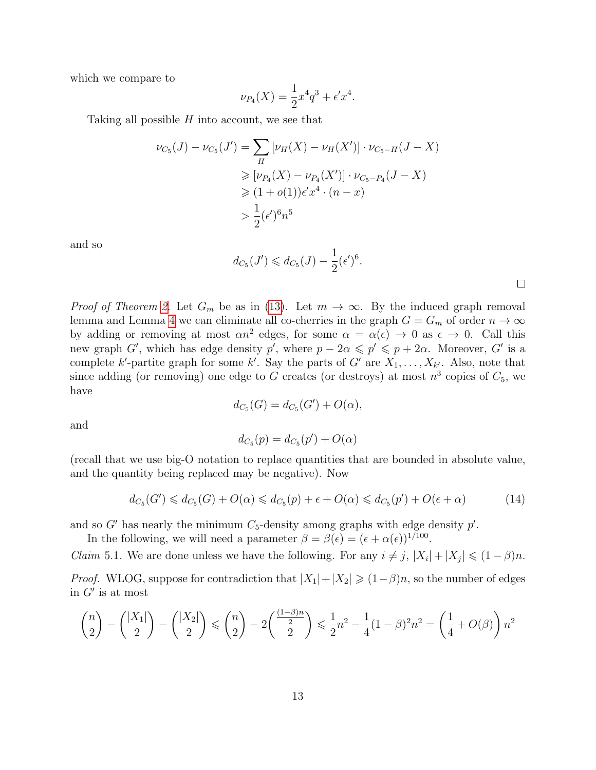which we compare to

$$\nu_{P_4}(X) = \frac{1}{2}x^4 q^3 + \epsilon' x^4.$$

Taking all possible $H$ into account, we see that

$$\begin{aligned}
\nu_{C_5}(J) - \nu_{C_5}(J') &= \sum_H [\nu_H(X) - \nu_H(X')] \cdot \nu_{C_5 - H}(J - X) \\
&\geqslant [\nu_{P_4}(X) - \nu_{P_4}(X')] \cdot \nu_{C_5 - P_4}(J - X) \\
&\geqslant (1 + o(1))\epsilon' x^4 \cdot (n - x) \\
&> \frac{1}{2}(\epsilon')^6 n^5
\end{aligned}$$

and so

$$d_{C_5}(J') \leqslant d_{C_5}(J) - \frac{1}{2}(\epsilon')^6.$$

□

*Proof of Theorem 2.* Let $G_m$ be as in (13). Let $m \to \infty$. By the induced graph removal lemma and Lemma 4 we can eliminate all co-cherries in the graph $G = G_m$ of order $n \to \infty$ by adding or removing at most $\alpha n^2$ edges, for some $\alpha = \alpha(\epsilon) \to 0$ as $\epsilon \to 0$. Call this new graph $G'$, which has edge density $p'$, where $p - 2\alpha \leqslant p' \leqslant p + 2\alpha$. Moreover, $G'$ is a complete $k'$-partite graph for some $k'$. Say the parts of $G'$ are $X_1, \ldots, X_{k'}$. Also, note that since adding (or removing) one edge to $G$ creates (or destroys) at most $n^3$ copies of $C_5$, we have

$$d_{C_5}(G) = d_{C_5}(G') + O(\alpha),$$

and

$$d_{C_5}(p) = d_{C_5}(p') + O(\alpha)$$

(recall that we use big-O notation to replace quantities that are bounded in absolute value, and the quantity being replaced may be negative). Now

$$d_{C_5}(G') \leqslant d_{C_5}(G) + O(\alpha) \leqslant d_{C_5}(p) + \epsilon + O(\alpha) \leqslant d_{C_5}(p') + O(\epsilon + \alpha) \tag{14}$$

and so $G'$ has nearly the minimum $C_5$-density among graphs with edge density $p'$.

In the following, we will need a parameter $\beta = \beta(\epsilon) = (\epsilon + \alpha(\epsilon))^{1/100}$.

*Claim* 5.1. We are done unless we have the following. For any $i \neq j$, $|X_i| + |X_j| \leqslant (1 - \beta)n$.

*Proof.* WLOG, suppose for contradiction that $|X_1| + |X_2| \geqslant (1 - \beta)n$, so the number of edges in $G'$ is at most

$$\binom{n}{2} - \binom{|X_1|}{2} - \binom{|X_2|}{2} \leqslant \binom{n}{2} - 2\binom{\frac{(1-\beta)n}{2}}{2} \leqslant \frac{1}{2}n^2 - \frac{1}{4}(1 - \beta)^2 n^2 = \left(\frac{1}{4} + O(\beta)\right) n^2$$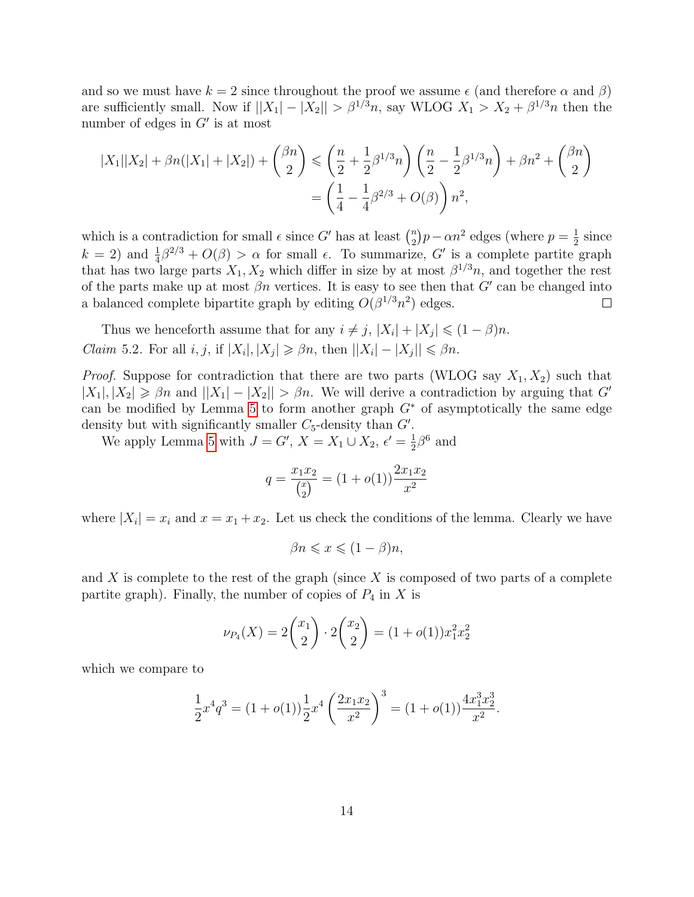and so we must have $k = 2$ since throughout the proof we assume $\epsilon$ (and therefore $\alpha$ and $\beta$) are sufficiently small. Now if $||X_1| - |X_2|| > \beta^{1/3}n$, say WLOG $X_1 > X_2 + \beta^{1/3}n$ then the number of edges in $G'$ is at most

$$|X_1||X_2| + \beta n(|X_1| + |X_2|) + \binom{\beta n}{2} \leqslant \left(\frac{n}{2} + \frac{1}{2}\beta^{1/3}n\right)\left(\frac{n}{2} - \frac{1}{2}\beta^{1/3}n\right) + \beta n^2 + \binom{\beta n}{2}$$
$$= \left(\frac{1}{4} - \frac{1}{4}\beta^{2/3} + O(\beta)\right)n^2,$$

which is a contradiction for small $\epsilon$ since $G'$ has at least $\binom{n}{2}p - \alpha n^2$ edges (where $p = \frac{1}{2}$ since $k = 2$) and $\frac{1}{4}\beta^{2/3} + O(\beta) > \alpha$ for small $\epsilon$. To summarize, $G'$ is a complete partite graph that has two large parts $X_1, X_2$ which differ in size by at most $\beta^{1/3}n$, and together the rest of the parts make up at most $\beta n$ vertices. It is easy to see then that $G'$ can be changed into a balanced complete bipartite graph by editing $O(\beta^{1/3}n^2)$ edges. $\square$

Thus we henceforth assume that for any $i \neq j$, $|X_i| + |X_j| \leqslant (1 - \beta)n$.

*Claim* 5.2. For all $i, j$, if $|X_i|, |X_j| \geqslant \beta n$, then $||X_i| - |X_j|| \leqslant \beta n$.

*Proof.* Suppose for contradiction that there are two parts (WLOG say $X_1, X_2$) such that $|X_1|, |X_2| \geqslant \beta n$ and $||X_1| - |X_2|| > \beta n$. We will derive a contradiction by arguing that $G'$ can be modified by Lemma 5 to form another graph $G^*$ of asymptotically the same edge density but with significantly smaller $C_5$-density than $G'$.

We apply Lemma 5 with $J = G'$, $X = X_1 \cup X_2$, $\epsilon' = \frac{1}{2}\beta^6$ and

$$q = \frac{x_1 x_2}{\binom{x}{2}} = (1 + o(1))\frac{2x_1 x_2}{x^2}$$

where $|X_i| = x_i$ and $x = x_1 + x_2$. Let us check the conditions of the lemma. Clearly we have

$$\beta n \leqslant x \leqslant (1 - \beta)n,$$

and $X$ is complete to the rest of the graph (since $X$ is composed of two parts of a complete partite graph). Finally, the number of copies of $P_4$ in $X$ is

$$\nu_{P_4}(X) = 2\binom{x_1}{2} \cdot 2\binom{x_2}{2} = (1 + o(1))x_1^2 x_2^2$$

which we compare to

$$\frac{1}{2}x^4 q^3 = (1 + o(1))\frac{1}{2}x^4\left(\frac{2x_1 x_2}{x^2}\right)^3 = (1 + o(1))\frac{4x_1^3 x_2^3}{x^2}.$$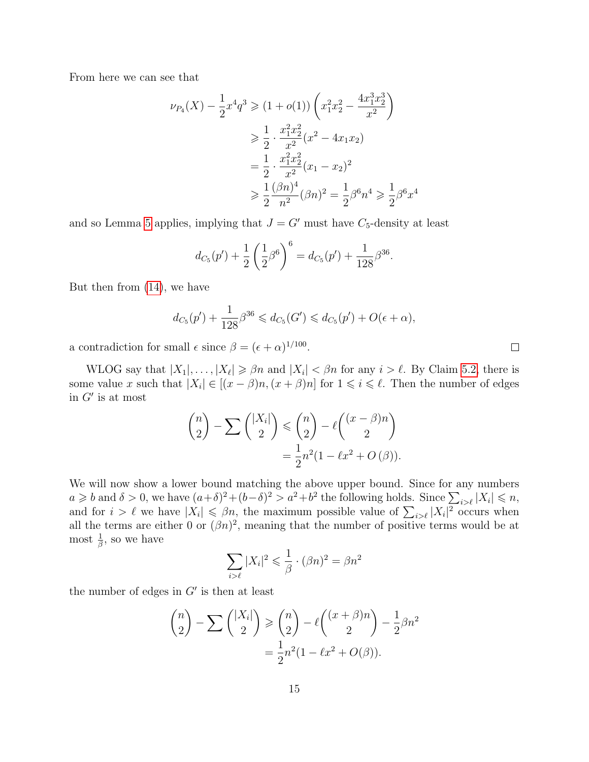From here we can see that

$$
\begin{aligned}
\nu_{P_4}(X) - \frac{1}{2}x^4 q^3 &\geqslant (1+o(1))\left(x_1^2 x_2^2 - \frac{4x_1^3 x_2^3}{x^2}\right) \\
&\geqslant \frac{1}{2} \cdot \frac{x_1^2 x_2^2}{x^2}(x^2 - 4x_1 x_2) \\
&= \frac{1}{2} \cdot \frac{x_1^2 x_2^2}{x^2}(x_1 - x_2)^2 \\
&\geqslant \frac{1}{2}\frac{(\beta n)^4}{n^2}(\beta n)^2 = \frac{1}{2}\beta^6 n^4 \geqslant \frac{1}{2}\beta^6 x^4
\end{aligned}
$$

and so Lemma 5 applies, implying that $J = G'$ must have $C_5$-density at least

$$
d_{C_5}(p') + \frac{1}{2}\left(\frac{1}{2}\beta^6\right)^6 = d_{C_5}(p') + \frac{1}{128}\beta^{36}.
$$

But then from (14), we have

$$
d_{C_5}(p') + \frac{1}{128}\beta^{36} \leqslant d_{C_5}(G') \leqslant d_{C_5}(p') + O(\epsilon + \alpha),
$$

a contradiction for small $\epsilon$ since $\beta = (\epsilon + \alpha)^{1/100}$. □

WLOG say that $|X_1|, \ldots, |X_\ell| \geqslant \beta n$ and $|X_i| < \beta n$ for any $i > \ell$. By Claim 5.2, there is some value $x$ such that $|X_i| \in [(x-\beta)n, (x+\beta)n]$ for $1 \leqslant i \leqslant \ell$. Then the number of edges in $G'$ is at most

$$
\begin{aligned}
\binom{n}{2} - \sum \binom{|X_i|}{2} &\leqslant \binom{n}{2} - \ell\binom{(x-\beta)n}{2} \\
&= \frac{1}{2}n^2(1 - \ell x^2 + O(\beta)).
\end{aligned}
$$

We will now show a lower bound matching the above upper bound. Since for any numbers $a \geqslant b$ and $\delta > 0$, we have $(a+\delta)^2 + (b-\delta)^2 > a^2 + b^2$ the following holds. Since $\sum_{i>\ell} |X_i| \leqslant n$, and for $i > \ell$ we have $|X_i| \leqslant \beta n$, the maximum possible value of $\sum_{i>\ell} |X_i|^2$ occurs when all the terms are either 0 or $(\beta n)^2$, meaning that the number of positive terms would be at most $\frac{1}{\beta}$, so we have

$$
\sum_{i>\ell} |X_i|^2 \leqslant \frac{1}{\beta} \cdot (\beta n)^2 = \beta n^2
$$

the number of edges in $G'$ is then at least

$$
\begin{aligned}
\binom{n}{2} - \sum \binom{|X_i|}{2} &\geqslant \binom{n}{2} - \ell\binom{(x+\beta)n}{2} - \frac{1}{2}\beta n^2 \\
&= \frac{1}{2}n^2(1 - \ell x^2 + O(\beta)).
\end{aligned}
$$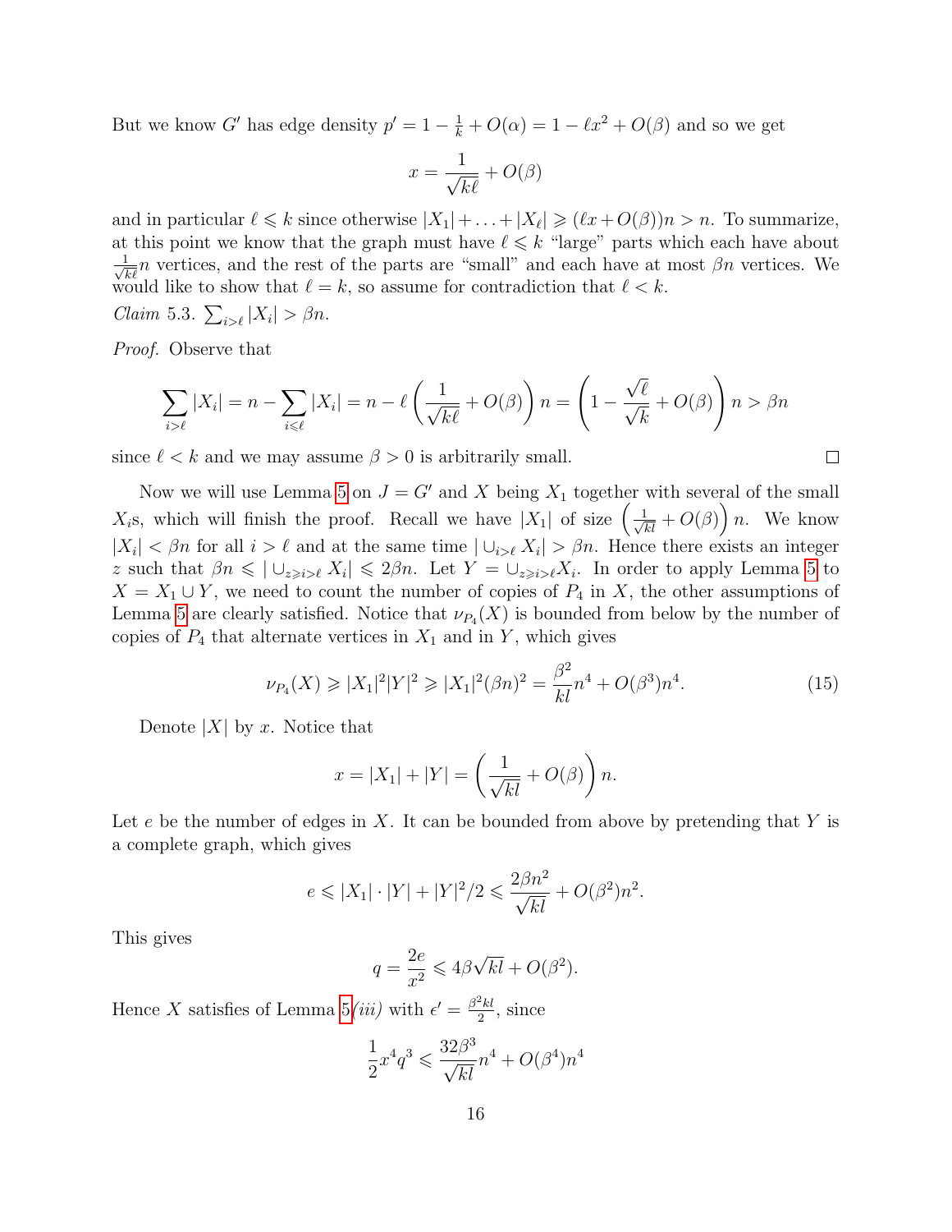But we know $G'$ has edge density $p' = 1 - \frac{1}{k} + O(\alpha) = 1 - \ell x^2 + O(\beta)$ and so we get

$$x = \frac{1}{\sqrt{k\ell}} + O(\beta)$$

and in particular $\ell \leqslant k$ since otherwise $|X_1| + \ldots + |X_\ell| \geqslant (\ell x + O(\beta))n > n$. To summarize, at this point we know that the graph must have $\ell \leqslant k$ "large" parts which each have about $\frac{1}{\sqrt{k\ell}}n$ vertices, and the rest of the parts are "small" and each have at most $\beta n$ vertices. We would like to show that $\ell = k$, so assume for contradiction that $\ell < k$.

*Claim* 5.3. $\sum_{i>\ell} |X_i| > \beta n$.

*Proof.* Observe that

$$\sum_{i>\ell} |X_i| = n - \sum_{i\leqslant\ell} |X_i| = n - \ell\left(\frac{1}{\sqrt{k\ell}} + O(\beta)\right)n = \left(1 - \frac{\sqrt{\ell}}{\sqrt{k}} + O(\beta)\right)n > \beta n$$

since $\ell < k$ and we may assume $\beta > 0$ is arbitrarily small. □

Now we will use Lemma 5 on $J = G'$ and $X$ being $X_1$ together with several of the small $X_i$s, which will finish the proof. Recall we have $|X_1|$ of size $\left(\frac{1}{\sqrt{kl}} + O(\beta)\right)n$. We know $|X_i| < \beta n$ for all $i > \ell$ and at the same time $|\cup_{i>\ell} X_i| > \beta n$. Hence there exists an integer $z$ such that $\beta n \leqslant |\cup_{z\geqslant i>\ell} X_i| \leqslant 2\beta n$. Let $Y = \cup_{z\geqslant i>\ell} X_i$. In order to apply Lemma 5 to $X = X_1 \cup Y$, we need to count the number of copies of $P_4$ in $X$, the other assumptions of Lemma 5 are clearly satisfied. Notice that $\nu_{P_4}(X)$ is bounded from below by the number of copies of $P_4$ that alternate vertices in $X_1$ and in $Y$, which gives

$$\nu_{P_4}(X) \geqslant |X_1|^2|Y|^2 \geqslant |X_1|^2(\beta n)^2 = \frac{\beta^2}{kl}n^4 + O(\beta^3)n^4. \tag{15}$$

Denote $|X|$ by $x$. Notice that

$$x = |X_1| + |Y| = \left(\frac{1}{\sqrt{kl}} + O(\beta)\right)n.$$

Let $e$ be the number of edges in $X$. It can be bounded from above by pretending that $Y$ is a complete graph, which gives

$$e \leqslant |X_1| \cdot |Y| + |Y|^2/2 \leqslant \frac{2\beta n^2}{\sqrt{kl}} + O(\beta^2)n^2.$$

This gives

$$q = \frac{2e}{x^2} \leqslant 4\beta\sqrt{kl} + O(\beta^2).$$

Hence $X$ satisfies of Lemma 5*(iii)* with $\epsilon' = \frac{\beta^2 kl}{2}$, since

$$\frac{1}{2}x^4q^3 \leqslant \frac{32\beta^3}{\sqrt{kl}}n^4 + O(\beta^4)n^4$$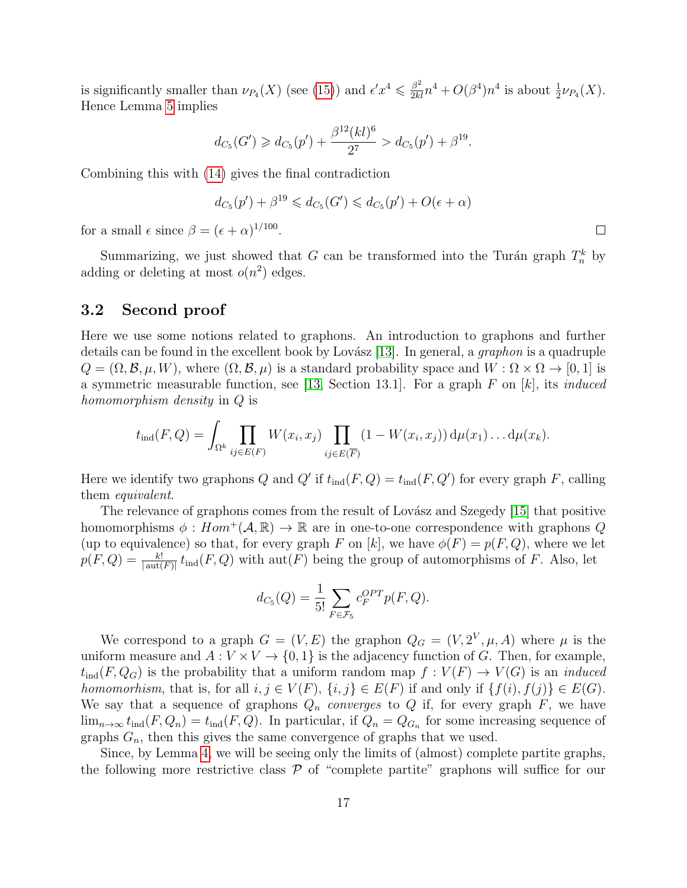is significantly smaller than $\nu_{P_4}(X)$ (see (15)) and $\epsilon' x^4 \leqslant \frac{\beta^2}{2kl} n^4 + O(\beta^4) n^4$ is about $\frac{1}{2}\nu_{P_4}(X)$. Hence Lemma 5 implies

$$d_{C_5}(G') \geqslant d_{C_5}(p') + \frac{\beta^{12}(kl)^6}{2^7} > d_{C_5}(p') + \beta^{19}.$$

Combining this with (14) gives the final contradiction

$$d_{C_5}(p') + \beta^{19} \leqslant d_{C_5}(G') \leqslant d_{C_5}(p') + O(\epsilon + \alpha)$$

for a small $\epsilon$ since $\beta = (\epsilon + \alpha)^{1/100}$. □

Summarizing, we just showed that $G$ can be transformed into the Turán graph $T_n^k$ by adding or deleting at most $o(n^2)$ edges.

### 3.2 Second proof

Here we use some notions related to graphons. An introduction to graphons and further details can be found in the excellent book by Lovász [13]. In general, a *graphon* is a quadruple $Q = (\Omega, \mathcal{B}, \mu, W)$, where $(\Omega, \mathcal{B}, \mu)$ is a standard probability space and $W : \Omega \times \Omega \to [0, 1]$ is a symmetric measurable function, see [13, Section 13.1]. For a graph $F$ on $[k]$, its *induced homomorphism density* in $Q$ is

$$t_{\mathrm{ind}}(F, Q) = \int_{\Omega^k} \prod_{ij \in E(F)} W(x_i, x_j) \prod_{ij \in E(\overline{F})} (1 - W(x_i, x_j))\, \mathrm{d}\mu(x_1) \ldots \mathrm{d}\mu(x_k).$$

Here we identify two graphons $Q$ and $Q'$ if $t_{\mathrm{ind}}(F, Q) = t_{\mathrm{ind}}(F, Q')$ for every graph $F$, calling them *equivalent*.

The relevance of graphons comes from the result of Lovász and Szegedy [15] that positive homomorphisms $\phi : Hom^+(\mathcal{A}, \mathbb{R}) \to \mathbb{R}$ are in one-to-one correspondence with graphons $Q$ (up to equivalence) so that, for every graph $F$ on $[k]$, we have $\phi(F) = p(F, Q)$, where we let $p(F, Q) = \frac{k!}{|\operatorname{aut}(F)|} t_{\mathrm{ind}}(F, Q)$ with $\operatorname{aut}(F)$ being the group of automorphisms of $F$. Also, let

$$d_{C_5}(Q) = \frac{1}{5!} \sum_{F \in \mathcal{F}_5} c_F^{OPT} p(F, Q).$$

We correspond to a graph $G = (V, E)$ the graphon $Q_G = (V, 2^V, \mu, A)$ where $\mu$ is the uniform measure and $A : V \times V \to \{0, 1\}$ is the adjacency function of $G$. Then, for example, $t_{\mathrm{ind}}(F, Q_G)$ is the probability that a uniform random map $f : V(F) \to V(G)$ is an *induced homomorhism*, that is, for all $i, j \in V(F)$, $\{i, j\} \in E(F)$ if and only if $\{f(i), f(j)\} \in E(G)$. We say that a sequence of graphons $Q_n$ *converges* to $Q$ if, for every graph $F$, we have $\lim_{n\to\infty} t_{\mathrm{ind}}(F, Q_n) = t_{\mathrm{ind}}(F, Q)$. In particular, if $Q_n = Q_{G_n}$ for some increasing sequence of graphs $G_n$, then this gives the same convergence of graphs that we used.

Since, by Lemma 4, we will be seeing only the limits of (almost) complete partite graphs, the following more restrictive class $\mathcal{P}$ of "complete partite" graphons will suffice for our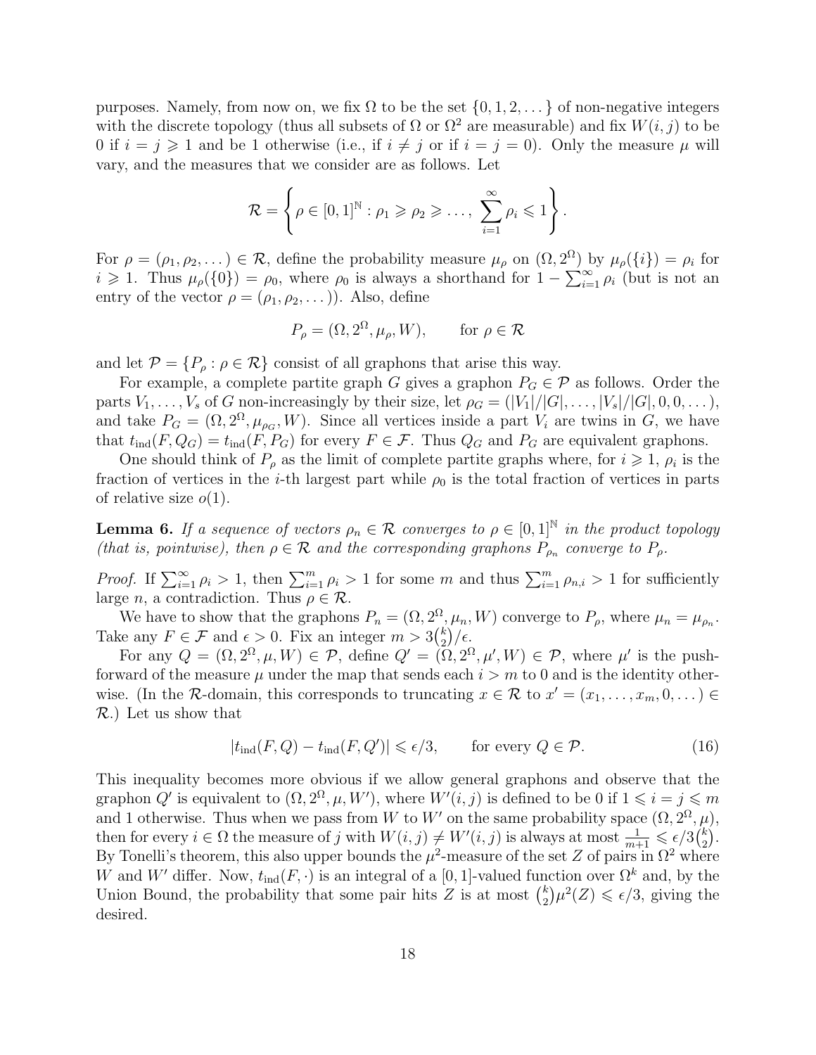purposes. Namely, from now on, we fix $\Omega$ to be the set $\{0, 1, 2, \dots\}$ of non-negative integers with the discrete topology (thus all subsets of $\Omega$ or $\Omega^2$ are measurable) and fix $W(i,j)$ to be 0 if $i = j \geqslant 1$ and be 1 otherwise (i.e., if $i \neq j$ or if $i = j = 0$). Only the measure $\mu$ will vary, and the measures that we consider are as follows. Let

$$\mathcal{R} = \left\{ \rho \in [0,1]^{\mathbb{N}} : \rho_1 \geqslant \rho_2 \geqslant \dots,\ \sum_{i=1}^{\infty} \rho_i \leqslant 1 \right\}.$$

For $\rho = (\rho_1, \rho_2, \dots) \in \mathcal{R}$, define the probability measure $\mu_\rho$ on $(\Omega, 2^\Omega)$ by $\mu_\rho(\{i\}) = \rho_i$ for $i \geqslant 1$. Thus $\mu_\rho(\{0\}) = \rho_0$, where $\rho_0$ is always a shorthand for $1 - \sum_{i=1}^{\infty} \rho_i$ (but is not an entry of the vector $\rho = (\rho_1, \rho_2, \dots)$). Also, define

$$P_\rho = (\Omega, 2^\Omega, \mu_\rho, W), \qquad \text{for } \rho \in \mathcal{R}$$

and let $\mathcal{P} = \{P_\rho : \rho \in \mathcal{R}\}$ consist of all graphons that arise this way.

For example, a complete partite graph $G$ gives a graphon $P_G \in \mathcal{P}$ as follows. Order the parts $V_1, \dots, V_s$ of $G$ non-increasingly by their size, let $\rho_G = (|V_1|/|G|, \dots, |V_s|/|G|, 0, 0, \dots)$, and take $P_G = (\Omega, 2^\Omega, \mu_{\rho_G}, W)$. Since all vertices inside a part $V_i$ are twins in $G$, we have that $t_{\mathrm{ind}}(F, Q_G) = t_{\mathrm{ind}}(F, P_G)$ for every $F \in \mathcal{F}$. Thus $Q_G$ and $P_G$ are equivalent graphons.

One should think of $P_\rho$ as the limit of complete partite graphs where, for $i \geqslant 1$, $\rho_i$ is the fraction of vertices in the $i$-th largest part while $\rho_0$ is the total fraction of vertices in parts of relative size $o(1)$.

**Lemma 6.** *If a sequence of vectors $\rho_n \in \mathcal{R}$ converges to $\rho \in [0,1]^{\mathbb{N}}$ in the product topology (that is, pointwise), then $\rho \in \mathcal{R}$ and the corresponding graphons $P_{\rho_n}$ converge to $P_\rho$.*

*Proof.* If $\sum_{i=1}^{\infty} \rho_i > 1$, then $\sum_{i=1}^{m} \rho_i > 1$ for some $m$ and thus $\sum_{i=1}^{m} \rho_{n,i} > 1$ for sufficiently large $n$, a contradiction. Thus $\rho \in \mathcal{R}$.

We have to show that the graphons $P_n = (\Omega, 2^\Omega, \mu_n, W)$ converge to $P_\rho$, where $\mu_n = \mu_{\rho_n}$. Take any $F \in \mathcal{F}$ and $\epsilon > 0$. Fix an integer $m > 3\binom{k}{2}/\epsilon$.

For any $Q = (\Omega, 2^\Omega, \mu, W) \in \mathcal{P}$, define $Q' = (\Omega, 2^\Omega, \mu', W) \in \mathcal{P}$, where $\mu'$ is the push-forward of the measure $\mu$ under the map that sends each $i > m$ to 0 and is the identity otherwise. (In the $\mathcal{R}$-domain, this corresponds to truncating $x \in \mathcal{R}$ to $x' = (x_1, \dots, x_m, 0, \dots) \in \mathcal{R}$.) Let us show that

$$|t_{\mathrm{ind}}(F, Q) - t_{\mathrm{ind}}(F, Q')| \leqslant \epsilon/3, \qquad \text{for every } Q \in \mathcal{P}. \tag{16}$$

This inequality becomes more obvious if we allow general graphons and observe that the graphon $Q'$ is equivalent to $(\Omega, 2^\Omega, \mu, W')$, where $W'(i,j)$ is defined to be 0 if $1 \leqslant i = j \leqslant m$ and 1 otherwise. Thus when we pass from $W$ to $W'$ on the same probability space $(\Omega, 2^\Omega, \mu)$, then for every $i \in \Omega$ the measure of $j$ with $W(i,j) \neq W'(i,j)$ is always at most $\frac{1}{m+1} \leqslant \epsilon/3\binom{k}{2}$. By Tonelli's theorem, this also upper bounds the $\mu^2$-measure of the set $Z$ of pairs in $\Omega^2$ where $W$ and $W'$ differ. Now, $t_{\mathrm{ind}}(F, \cdot)$ is an integral of a $[0,1]$-valued function over $\Omega^k$ and, by the Union Bound, the probability that some pair hits $Z$ is at most $\binom{k}{2}\mu^2(Z) \leqslant \epsilon/3$, giving the desired.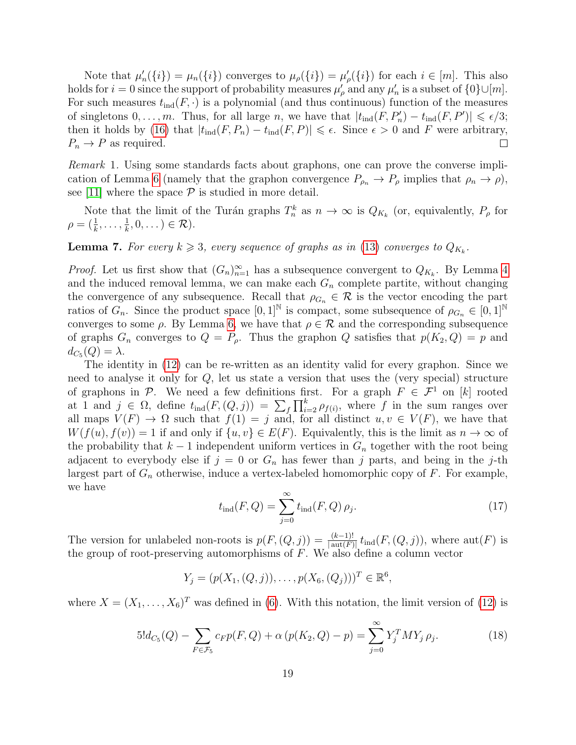Note that $\mu'_n(\{i\}) = \mu_n(\{i\})$ converges to $\mu_\rho(\{i\}) = \mu'_\rho(\{i\})$ for each $i \in [m]$. This also holds for $i = 0$ since the support of probability measures $\mu'_\rho$ and any $\mu'_n$ is a subset of $\{0\} \cup [m]$. For such measures $t_{\rm ind}(F, \cdot)$ is a polynomial (and thus continuous) function of the measures of singletons $0, \ldots, m$. Thus, for all large $n$, we have that $|t_{\rm ind}(F, P'_n) - t_{\rm ind}(F, P')| \leqslant \epsilon/3$; then it holds by (16) that $|t_{\rm ind}(F, P_n) - t_{\rm ind}(F, P)| \leqslant \epsilon$. Since $\epsilon > 0$ and $F$ were arbitrary, $P_n \to P$ as required. $\square$

*Remark* 1. Using some standards facts about graphons, one can prove the converse implication of Lemma 6 (namely that the graphon convergence $P_{\rho_n} \to P_\rho$ implies that $\rho_n \to \rho$), see [11] where the space $\mathcal{P}$ is studied in more detail.

Note that the limit of the Turán graphs $T^k_n$ as $n \to \infty$ is $Q_{K_k}$ (or, equivalently, $P_\rho$ for $\rho = (\frac{1}{k}, \ldots, \frac{1}{k}, 0, \ldots) \in \mathcal{R}$).

**Lemma 7.** *For every $k \geqslant 3$, every sequence of graphs as in (13) converges to $Q_{K_k}$.*

*Proof.* Let us first show that $(G_n)_{n=1}^\infty$ has a subsequence convergent to $Q_{K_k}$. By Lemma 4 and the induced removal lemma, we can make each $G_n$ complete partite, without changing the convergence of any subsequence. Recall that $\rho_{G_n} \in \mathcal{R}$ is the vector encoding the part ratios of $G_n$. Since the product space $[0,1]^{\mathbb{N}}$ is compact, some subsequence of $\rho_{G_n} \in [0,1]^{\mathbb{N}}$ converges to some $\rho$. By Lemma 6, we have that $\rho \in \mathcal{R}$ and the corresponding subsequence of graphs $G_n$ converges to $Q = P_\rho$. Thus the graphon $Q$ satisfies that $p(K_2, Q) = p$ and $d_{C_5}(Q) = \lambda$.

The identity in (12) can be re-written as an identity valid for every graphon. Since we need to analyse it only for $Q$, let us state a version that uses the (very special) structure of graphons in $\mathcal{P}$. We need a few definitions first. For a graph $F \in \mathcal{F}^1$ on $[k]$ rooted at 1 and $j \in \Omega$, define $t_{\rm ind}(F, (Q, j)) = \sum_f \prod_{i=2}^k \rho_{f(i)}$, where $f$ in the sum ranges over all maps $V(F) \to \Omega$ such that $f(1) = j$ and, for all distinct $u, v \in V(F)$, we have that $W(f(u), f(v)) = 1$ if and only if $\{u, v\} \in E(F)$. Equivalently, this is the limit as $n \to \infty$ of the probability that $k-1$ independent uniform vertices in $G_n$ together with the root being adjacent to everybody else if $j = 0$ or $G_n$ has fewer than $j$ parts, and being in the $j$-th largest part of $G_n$ otherwise, induce a vertex-labeled homomorphic copy of $F$. For example, we have

$$t_{\rm ind}(F, Q) = \sum_{j=0}^\infty t_{\rm ind}(F, Q)\, \rho_j. \tag{17}$$

The version for unlabeled non-roots is $p(F, (Q, j)) = \frac{(k-1)!}{|\operatorname{aut}(F)|}\, t_{\rm ind}(F, (Q, j))$, where $\operatorname{aut}(F)$ is the group of root-preserving automorphisms of $F$. We also define a column vector

$$Y_j = (p(X_1, (Q, j)), \ldots, p(X_6, (Q_j)))^T \in \mathbb{R}^6,$$

where $X = (X_1, \ldots, X_6)^T$ was defined in (6). With this notation, the limit version of (12) is

$$5!d_{C_5}(Q) - \sum_{F \in \mathcal{F}_5} c_F p(F, Q) + \alpha\,(p(K_2, Q) - p) = \sum_{j=0}^\infty Y_j^T M Y_j\, \rho_j. \tag{18}$$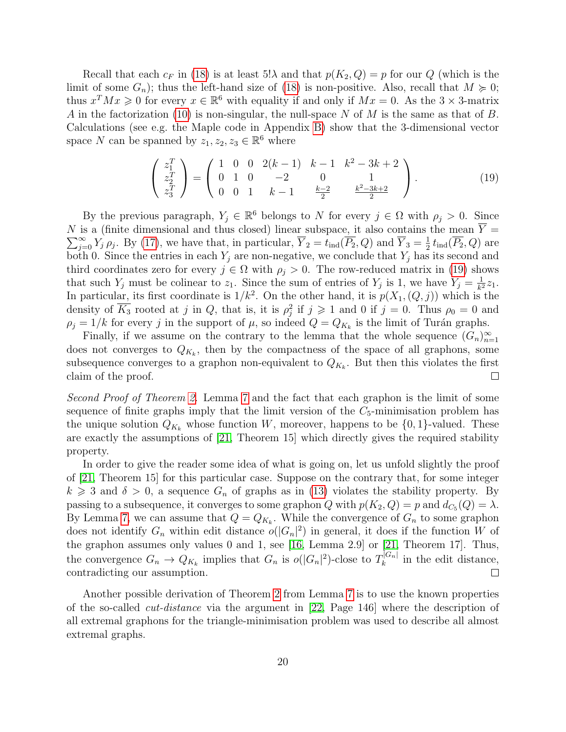Recall that each $c_F$ in (18) is at least $5!\lambda$ and that $p(K_2, Q) = p$ for our $Q$ (which is the limit of some $G_n$); thus the left-hand size of (18) is non-positive. Also, recall that $M \succcurlyeq 0$; thus $x^T M x \geqslant 0$ for every $x \in \mathbb{R}^6$ with equality if and only if $Mx = 0$. As the $3\times 3$-matrix $A$ in the factorization (10) is non-singular, the null-space $N$ of $M$ is the same as that of $B$. Calculations (see e.g. the Maple code in Appendix B) show that the 3-dimensional vector space $N$ can be spanned by $z_1, z_2, z_3 \in \mathbb{R}^6$ where

$$
\begin{pmatrix} z_1^T \\ z_2^T \\ z_3^T \end{pmatrix} = \begin{pmatrix} 1 & 0 & 0 & 2(k-1) & k-1 & k^2-3k+2 \\ 0 & 1 & 0 & -2 & 0 & 1 \\ 0 & 0 & 1 & k-1 & \frac{k-2}{2} & \frac{k^2-3k+2}{2} \end{pmatrix}. \tag{19}
$$

By the previous paragraph, $Y_j \in \mathbb{R}^6$ belongs to $N$ for every $j \in \Omega$ with $\rho_j > 0$. Since $N$ is a (finite dimensional and thus closed) linear subspace, it also contains the mean $\overline{Y} = \sum_{j=0}^{\infty} Y_j\, \rho_j$. By (17), we have that, in particular, $\overline{Y}_2 = t_{\mathrm{ind}}(\overline{P_2}, Q)$ and $\overline{Y}_3 = \frac{1}{2}\, t_{\mathrm{ind}}(\overline{P_2}, Q)$ are both 0. Since the entries in each $Y_j$ are non-negative, we conclude that $Y_j$ has its second and third coordinates zero for every $j \in \Omega$ with $\rho_j > 0$. The row-reduced matrix in (19) shows that such $Y_j$ must be colinear to $z_1$. Since the sum of entries of $Y_j$ is 1, we have $Y_j = \frac{1}{k^2} z_1$. In particular, its first coordinate is $1/k^2$. On the other hand, it is $p(X_1, (Q, j))$ which is the density of $\overline{K_3}$ rooted at $j$ in $Q$, that is, it is $\rho_j^2$ if $j \geqslant 1$ and 0 if $j = 0$. Thus $\rho_0 = 0$ and $\rho_j = 1/k$ for every $j$ in the support of $\mu$, so indeed $Q = Q_{K_k}$ is the limit of Turán graphs.

Finally, if we assume on the contrary to the lemma that the whole sequence $(G_n)_{n=1}^{\infty}$ does not converges to $Q_{K_k}$, then by the compactness of the space of all graphons, some subsequence converges to a graphon non-equivalent to $Q_{K_k}$. But then this violates the first claim of the proof. $\square$

*Second Proof of Theorem 2.* Lemma 7 and the fact that each graphon is the limit of some sequence of finite graphs imply that the limit version of the $C_5$-minimisation problem has the unique solution $Q_{K_k}$ whose function $W$, moreover, happens to be $\{0,1\}$-valued. These are exactly the assumptions of [21, Theorem 15] which directly gives the required stability property.

In order to give the reader some idea of what is going on, let us unfold slightly the proof of [21, Theorem 15] for this particular case. Suppose on the contrary that, for some integer $k \geqslant 3$ and $\delta > 0$, a sequence $G_n$ of graphs as in (13) violates the stability property. By passing to a subsequence, it converges to some graphon $Q$ with $p(K_2, Q) = p$ and $d_{C_5}(Q) = \lambda$. By Lemma 7, we can assume that $Q = Q_{K_k}$. While the convergence of $G_n$ to some graphon does not identify $G_n$ within edit distance $o(|G_n|^2)$ in general, it does if the function $W$ of the graphon assumes only values 0 and 1, see [16, Lemma 2.9] or [21, Theorem 17]. Thus, the convergence $G_n \to Q_{K_k}$ implies that $G_n$ is $o(|G_n|^2)$-close to $T_k^{|G_n|}$ in the edit distance, contradicting our assumption. $\square$

Another possible derivation of Theorem 2 from Lemma 7 is to use the known properties of the so-called *cut-distance* via the argument in [22, Page 146] where the description of all extremal graphons for the triangle-minimisation problem was used to describe all almost extremal graphs.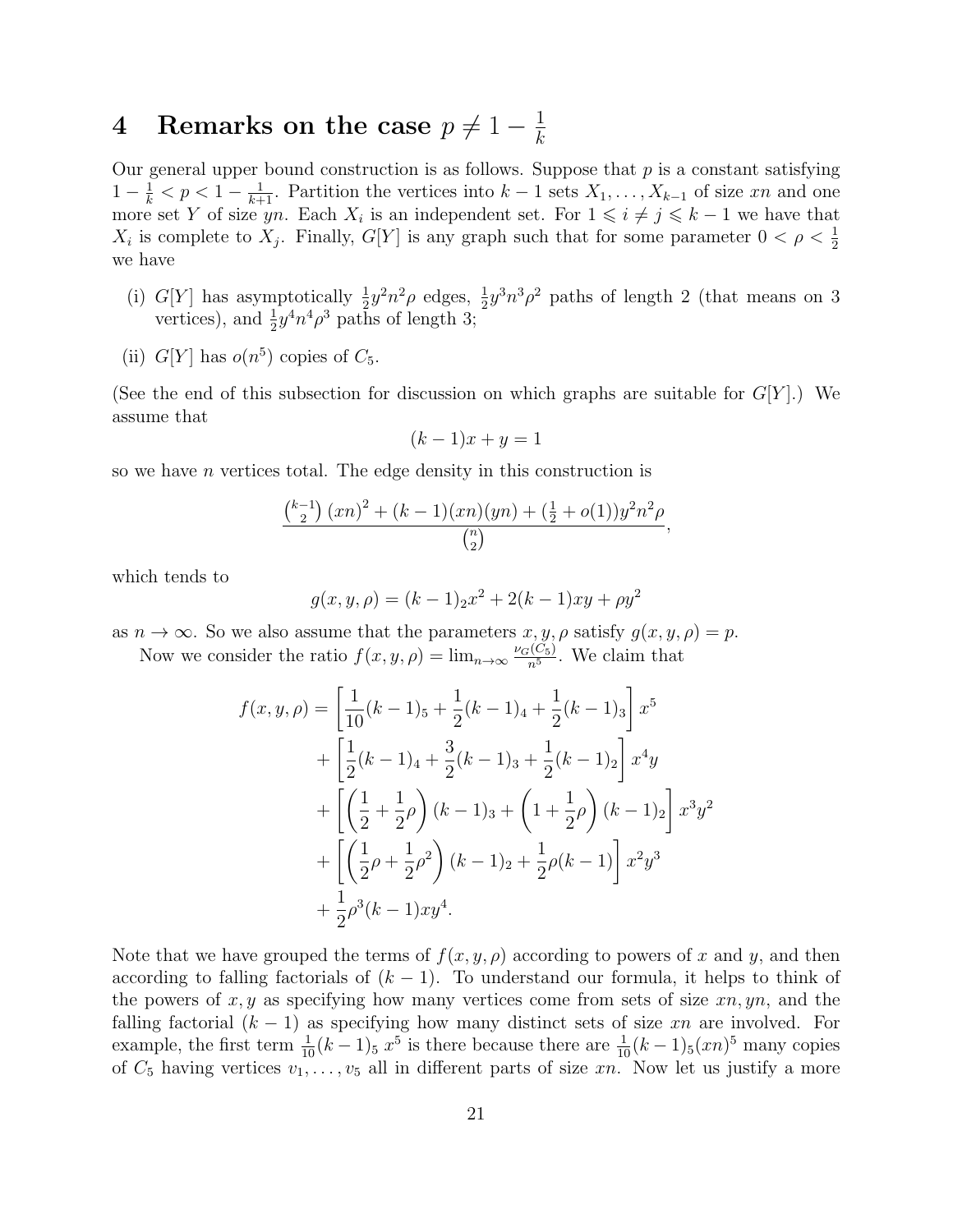# 4 Remarks on the case $p \neq 1 - \frac{1}{k}$

Our general upper bound construction is as follows. Suppose that $p$ is a constant satisfying $1 - \frac{1}{k} < p < 1 - \frac{1}{k+1}$. Partition the vertices into $k-1$ sets $X_1, \dots, X_{k-1}$ of size $xn$ and one more set $Y$ of size $yn$. Each $X_i$ is an independent set. For $1 \leqslant i \neq j \leqslant k-1$ we have that $X_i$ is complete to $X_j$. Finally, $G[Y]$ is any graph such that for some parameter $0 < \rho < \frac{1}{2}$ we have

(i) $G[Y]$ has asymptotically $\frac{1}{2}y^2n^2\rho$ edges, $\frac{1}{2}y^3n^3\rho^2$ paths of length 2 (that means on 3 vertices), and $\frac{1}{2}y^4n^4\rho^3$ paths of length 3;

(ii) $G[Y]$ has $o(n^5)$ copies of $C_5$.

(See the end of this subsection for discussion on which graphs are suitable for $G[Y]$.) We assume that

$$(k-1)x + y = 1$$

so we have $n$ vertices total. The edge density in this construction is

$$\frac{\binom{k-1}{2}(xn)^2 + (k-1)(xn)(yn) + (\frac{1}{2} + o(1))y^2n^2\rho}{\binom{n}{2}},$$

which tends to

$$g(x, y, \rho) = (k-1)_2x^2 + 2(k-1)xy + \rho y^2$$

as $n \to \infty$. So we also assume that the parameters $x, y, \rho$ satisfy $g(x, y, \rho) = p$.

Now we consider the ratio $f(x, y, \rho) = \lim_{n\to\infty} \frac{\nu_G(C_5)}{n^5}$. We claim that

$$\begin{aligned}
f(x, y, \rho) = &\left[\frac{1}{10}(k-1)_5 + \frac{1}{2}(k-1)_4 + \frac{1}{2}(k-1)_3\right]x^5 \\
&+ \left[\frac{1}{2}(k-1)_4 + \frac{3}{2}(k-1)_3 + \frac{1}{2}(k-1)_2\right]x^4y \\
&+ \left[\left(\frac{1}{2} + \frac{1}{2}\rho\right)(k-1)_3 + \left(1 + \frac{1}{2}\rho\right)(k-1)_2\right]x^3y^2 \\
&+ \left[\left(\frac{1}{2}\rho + \frac{1}{2}\rho^2\right)(k-1)_2 + \frac{1}{2}\rho(k-1)\right]x^2y^3 \\
&+ \frac{1}{2}\rho^3(k-1)xy^4.
\end{aligned}$$

Note that we have grouped the terms of $f(x, y, \rho)$ according to powers of $x$ and $y$, and then according to falling factorials of $(k-1)$. To understand our formula, it helps to think of the powers of $x, y$ as specifying how many vertices come from sets of size $xn, yn$, and the falling factorial $(k-1)$ as specifying how many distinct sets of size $xn$ are involved. For example, the first term $\frac{1}{10}(k-1)_5\, x^5$ is there because there are $\frac{1}{10}(k-1)_5(xn)^5$ many copies of $C_5$ having vertices $v_1, \dots, v_5$ all in different parts of size $xn$. Now let us justify a more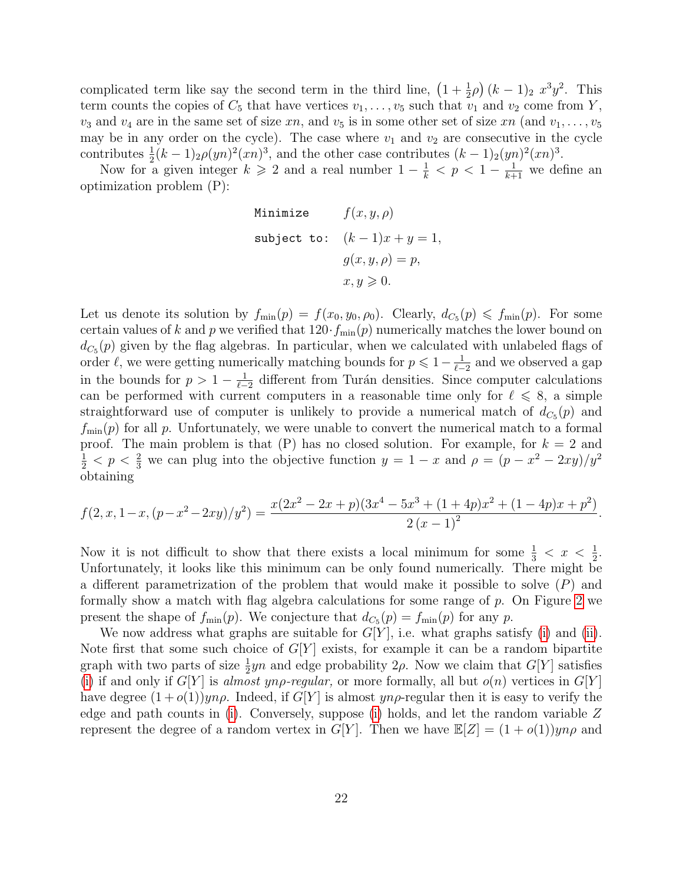complicated term like say the second term in the third line, $\left(1+\frac{1}{2}\rho\right)(k-1)_2\; x^3y^2$. This term counts the copies of $C_5$ that have vertices $v_1,\ldots,v_5$ such that $v_1$ and $v_2$ come from $Y$, $v_3$ and $v_4$ are in the same set of size $xn$, and $v_5$ is in some other set of size $xn$ (and $v_1,\ldots,v_5$ may be in any order on the cycle). The case where $v_1$ and $v_2$ are consecutive in the cycle contributes $\frac{1}{2}(k-1)_2\rho(yn)^2(xn)^3$, and the other case contributes $(k-1)_2(yn)^2(xn)^3$.

Now for a given integer $k\geqslant 2$ and a real number $1-\frac{1}{k}<p<1-\frac{1}{k+1}$ we define an optimization problem (P):

$$
\begin{aligned}
\texttt{Minimize}\qquad & f(x,y,\rho)\\
\texttt{subject to:}\quad & (k-1)x+y=1,\\
& g(x,y,\rho)=p,\\
& x,y\geqslant 0.
\end{aligned}
$$

Let us denote its solution by $f_{\min}(p)=f(x_0,y_0,\rho_0)$. Clearly, $d_{C_5}(p)\leqslant f_{\min}(p)$. For some certain values of $k$ and $p$ we verified that $120\cdot f_{\min}(p)$ numerically matches the lower bound on $d_{C_5}(p)$ given by the flag algebras. In particular, when we calculated with unlabeled flags of order $\ell$, we were getting numerically matching bounds for $p\leqslant 1-\frac{1}{\ell-2}$ and we observed a gap in the bounds for $p>1-\frac{1}{\ell-2}$ different from Turán densities. Since computer calculations can be performed with current computers in a reasonable time only for $\ell\leqslant 8$, a simple straightforward use of computer is unlikely to provide a numerical match of $d_{C_5}(p)$ and $f_{\min}(p)$ for all $p$. Unfortunately, we were unable to convert the numerical match to a formal proof. The main problem is that (P) has no closed solution. For example, for $k=2$ and $\frac{1}{2}<p<\frac{2}{3}$ we can plug into the objective function $y=1-x$ and $\rho=(p-x^2-2xy)/y^2$ obtaining

$$
f(2,x,1-x,(p-x^2-2xy)/y^2)=\frac{x(2x^2-2x+p)(3x^4-5x^3+(1+4p)x^2+(1-4p)x+p^2)}{2\,(x-1)^2}.
$$

Now it is not difficult to show that there exists a local minimum for some $\frac{1}{3}<x<\frac{1}{2}$. Unfortunately, it looks like this minimum can be only found numerically. There might be a different parametrization of the problem that would make it possible to solve $(P)$ and formally show a match with flag algebra calculations for some range of $p$. On Figure 2 we present the shape of $f_{\min}(p)$. We conjecture that $d_{C_5}(p)=f_{\min}(p)$ for any $p$.

We now address what graphs are suitable for $G[Y]$, i.e. what graphs satisfy (i) and (ii). Note first that some such choice of $G[Y]$ exists, for example it can be a random bipartite graph with two parts of size $\frac{1}{2}yn$ and edge probability $2\rho$. Now we claim that $G[Y]$ satisfies (i) if and only if $G[Y]$ is *almost $yn\rho$-regular,* or more formally, all but $o(n)$ vertices in $G[Y]$ have degree $(1+o(1))yn\rho$. Indeed, if $G[Y]$ is almost $yn\rho$-regular then it is easy to verify the edge and path counts in (i). Conversely, suppose (i) holds, and let the random variable $Z$ represent the degree of a random vertex in $G[Y]$. Then we have $\mathbb{E}[Z]=(1+o(1))yn\rho$ and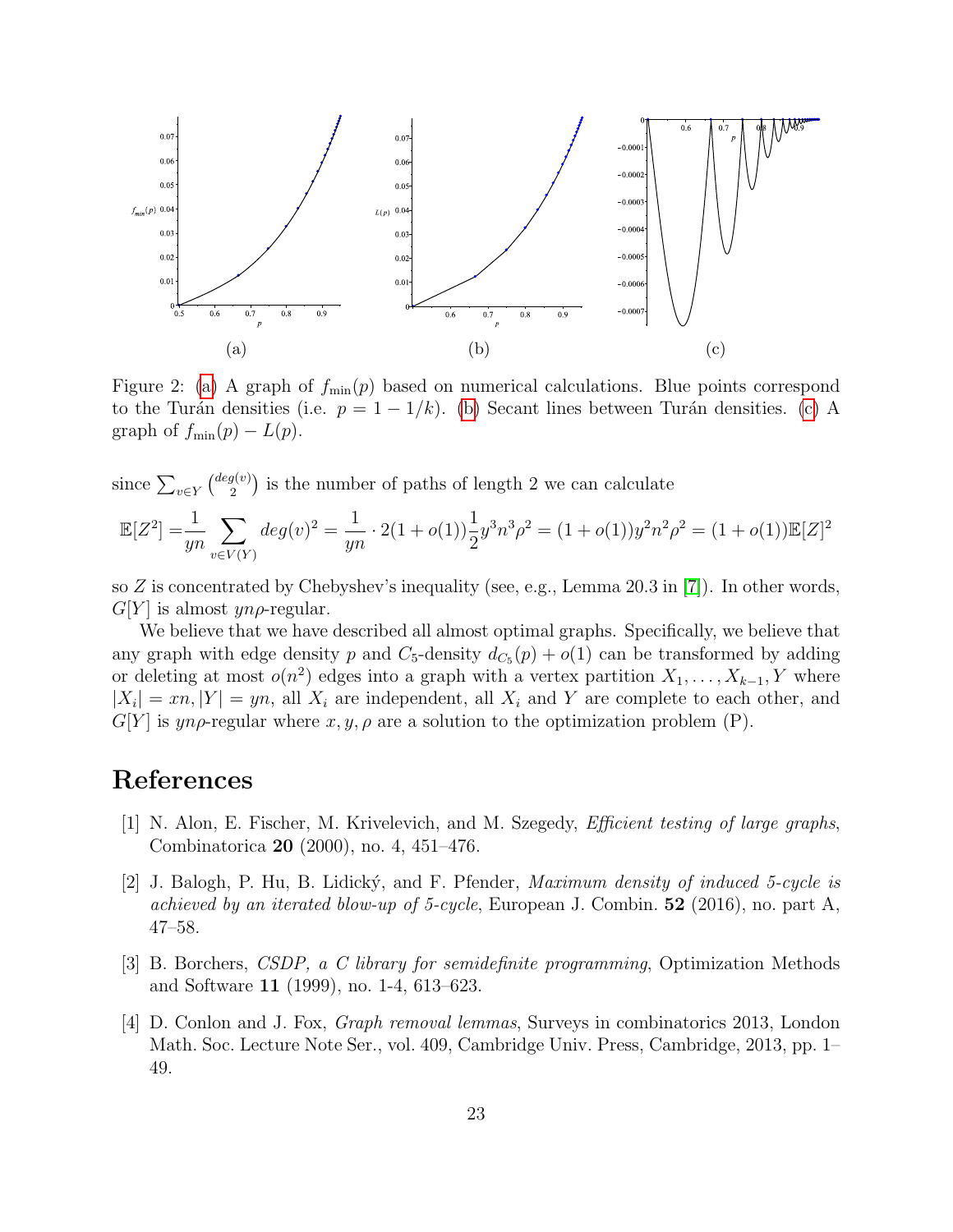Figure 2: (a) A graph of $f_{\min}(p)$ based on numerical calculations. Blue points correspond to the Turán densities (i.e. $p = 1 - 1/k$). (b) Secant lines between Turán densities. (c) A graph of $f_{\min}(p) - L(p)$.

since $\sum_{v \in Y} \binom{deg(v)}{2}$ is the number of paths of length 2 we can calculate

$$\mathbb{E}[Z^2] = \frac{1}{yn} \sum_{v \in V(Y)} deg(v)^2 = \frac{1}{yn} \cdot 2(1 + o(1)) \frac{1}{2} y^3 n^3 \rho^2 = (1 + o(1)) y^2 n^2 \rho^2 = (1 + o(1)) \mathbb{E}[Z]^2$$

so $Z$ is concentrated by Chebyshev's inequality (see, e.g., Lemma 20.3 in [7]). In other words, $G[Y]$ is almost $yn\rho$-regular.

We believe that we have described all almost optimal graphs. Specifically, we believe that any graph with edge density $p$ and $C_5$-density $d_{C_5}(p) + o(1)$ can be transformed by adding or deleting at most $o(n^2)$ edges into a graph with a vertex partition $X_1, \ldots, X_{k-1}, Y$ where $|X_i| = xn, |Y| = yn$, all $X_i$ are independent, all $X_i$ and $Y$ are complete to each other, and $G[Y]$ is $yn\rho$-regular where $x, y, \rho$ are a solution to the optimization problem (P).

# References

[1] N. Alon, E. Fischer, M. Krivelevich, and M. Szegedy, *Efficient testing of large graphs*, Combinatorica **20** (2000), no. 4, 451–476.

[2] J. Balogh, P. Hu, B. Lidický, and F. Pfender, *Maximum density of induced 5-cycle is achieved by an iterated blow-up of 5-cycle*, European J. Combin. **52** (2016), no. part A, 47–58.

[3] B. Borchers, *CSDP, a C library for semidefinite programming*, Optimization Methods and Software **11** (1999), no. 1-4, 613–623.

[4] D. Conlon and J. Fox, *Graph removal lemmas*, Surveys in combinatorics 2013, London Math. Soc. Lecture Note Ser., vol. 409, Cambridge Univ. Press, Cambridge, 2013, pp. 1–49.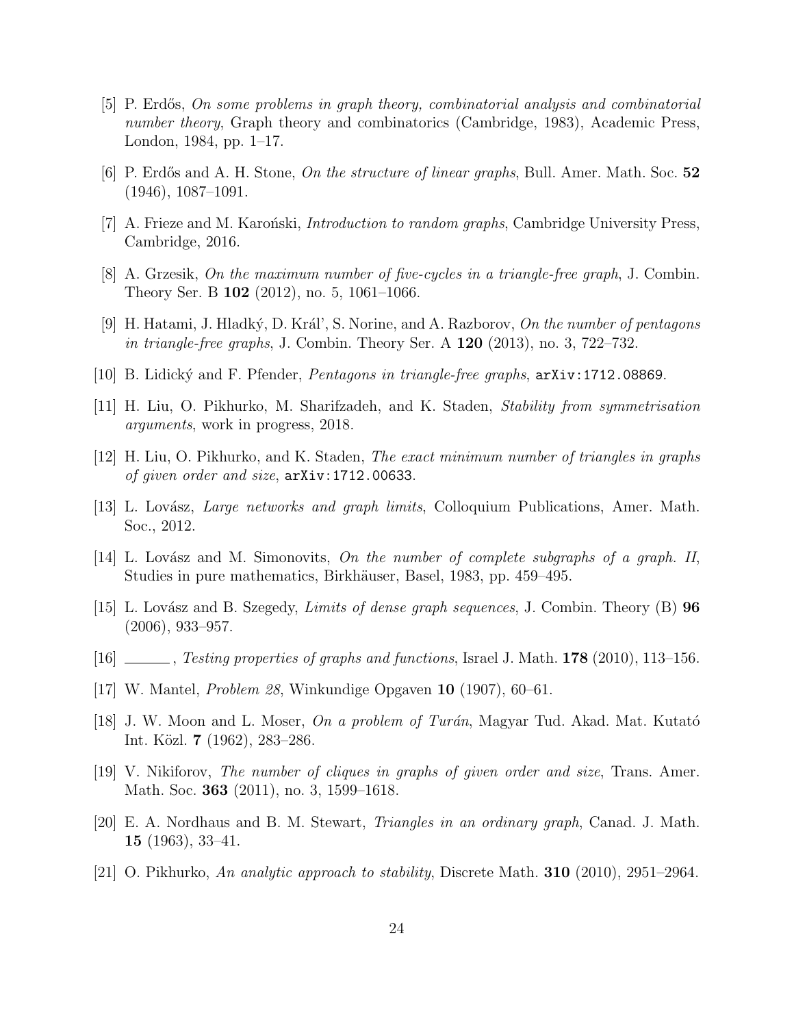[5] P. Erdős, *On some problems in graph theory, combinatorial analysis and combinatorial number theory*, Graph theory and combinatorics (Cambridge, 1983), Academic Press, London, 1984, pp. 1–17.

[6] P. Erdős and A. H. Stone, *On the structure of linear graphs*, Bull. Amer. Math. Soc. **52** (1946), 1087–1091.

[7] A. Frieze and M. Karoński, *Introduction to random graphs*, Cambridge University Press, Cambridge, 2016.

[8] A. Grzesik, *On the maximum number of five-cycles in a triangle-free graph*, J. Combin. Theory Ser. B **102** (2012), no. 5, 1061–1066.

[9] H. Hatami, J. Hladký, D. Kráľ, S. Norine, and A. Razborov, *On the number of pentagons in triangle-free graphs*, J. Combin. Theory Ser. A **120** (2013), no. 3, 722–732.

[10] B. Lidický and F. Pfender, *Pentagons in triangle-free graphs*, `arXiv:1712.08869`.

[11] H. Liu, O. Pikhurko, M. Sharifzadeh, and K. Staden, *Stability from symmetrisation arguments*, work in progress, 2018.

[12] H. Liu, O. Pikhurko, and K. Staden, *The exact minimum number of triangles in graphs of given order and size*, `arXiv:1712.00633`.

[13] L. Lovász, *Large networks and graph limits*, Colloquium Publications, Amer. Math. Soc., 2012.

[14] L. Lovász and M. Simonovits, *On the number of complete subgraphs of a graph. II*, Studies in pure mathematics, Birkhäuser, Basel, 1983, pp. 459–495.

[15] L. Lovász and B. Szegedy, *Limits of dense graph sequences*, J. Combin. Theory (B) **96** (2006), 933–957.

[16] ______, *Testing properties of graphs and functions*, Israel J. Math. **178** (2010), 113–156.

[17] W. Mantel, *Problem 28*, Winkundige Opgaven **10** (1907), 60–61.

[18] J. W. Moon and L. Moser, *On a problem of Turán*, Magyar Tud. Akad. Mat. Kutató Int. Közl. **7** (1962), 283–286.

[19] V. Nikiforov, *The number of cliques in graphs of given order and size*, Trans. Amer. Math. Soc. **363** (2011), no. 3, 1599–1618.

[20] E. A. Nordhaus and B. M. Stewart, *Triangles in an ordinary graph*, Canad. J. Math. **15** (1963), 33–41.

[21] O. Pikhurko, *An analytic approach to stability*, Discrete Math. **310** (2010), 2951–2964.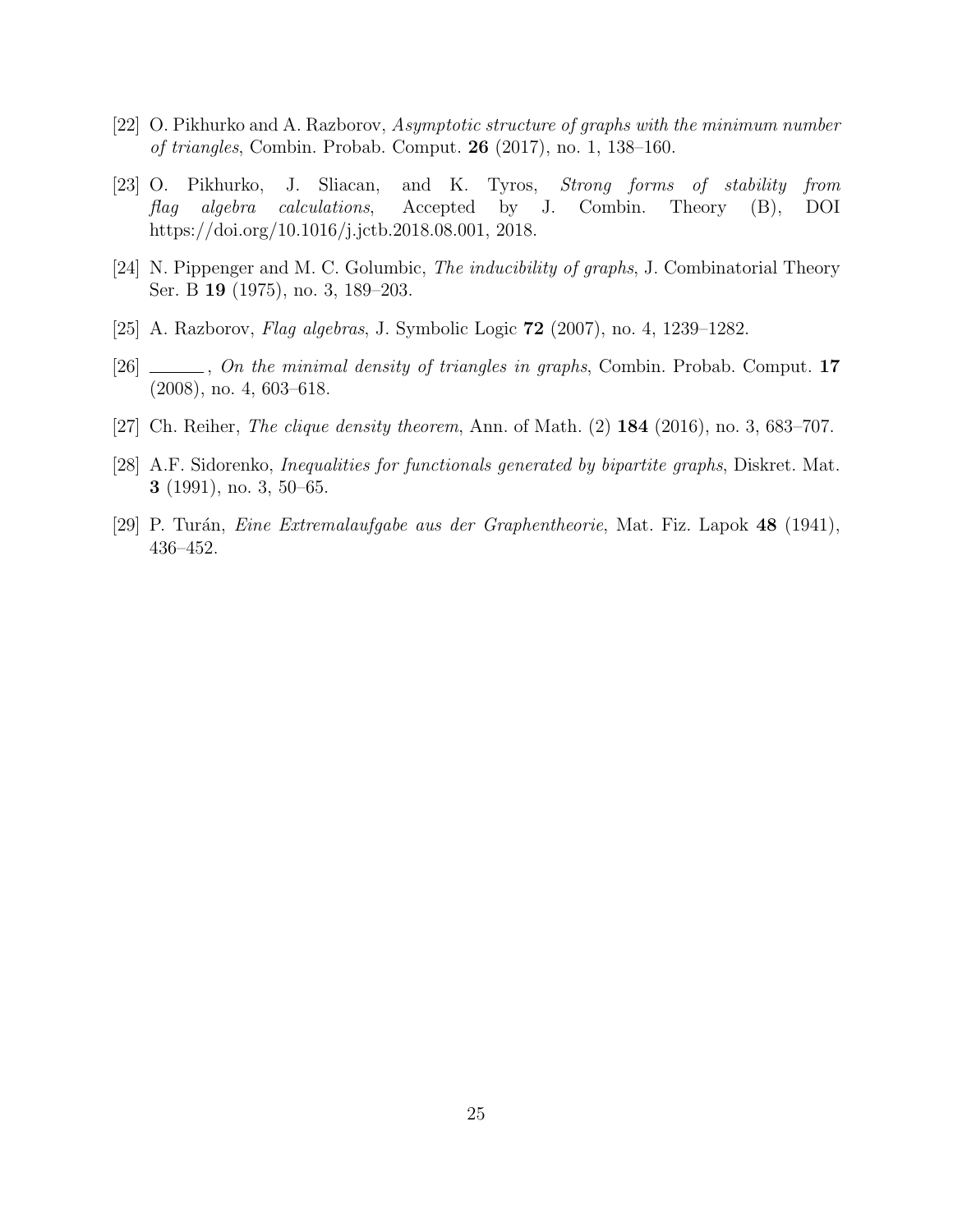[22] O. Pikhurko and A. Razborov, *Asymptotic structure of graphs with the minimum number of triangles*, Combin. Probab. Comput. **26** (2017), no. 1, 138–160.

[23] O. Pikhurko, J. Sliacan, and K. Tyros, *Strong forms of stability from flag algebra calculations*, Accepted by J. Combin. Theory (B), DOI https://doi.org/10.1016/j.jctb.2018.08.001, 2018.

[24] N. Pippenger and M. C. Golumbic, *The inducibility of graphs*, J. Combinatorial Theory Ser. B **19** (1975), no. 3, 189–203.

[25] A. Razborov, *Flag algebras*, J. Symbolic Logic **72** (2007), no. 4, 1239–1282.

[26] ______, *On the minimal density of triangles in graphs*, Combin. Probab. Comput. **17** (2008), no. 4, 603–618.

[27] Ch. Reiher, *The clique density theorem*, Ann. of Math. (2) **184** (2016), no. 3, 683–707.

[28] A.F. Sidorenko, *Inequalities for functionals generated by bipartite graphs*, Diskret. Mat. **3** (1991), no. 3, 50–65.

[29] P. Turán, *Eine Extremalaufgabe aus der Graphentheorie*, Mat. Fiz. Lapok **48** (1941), 436–452.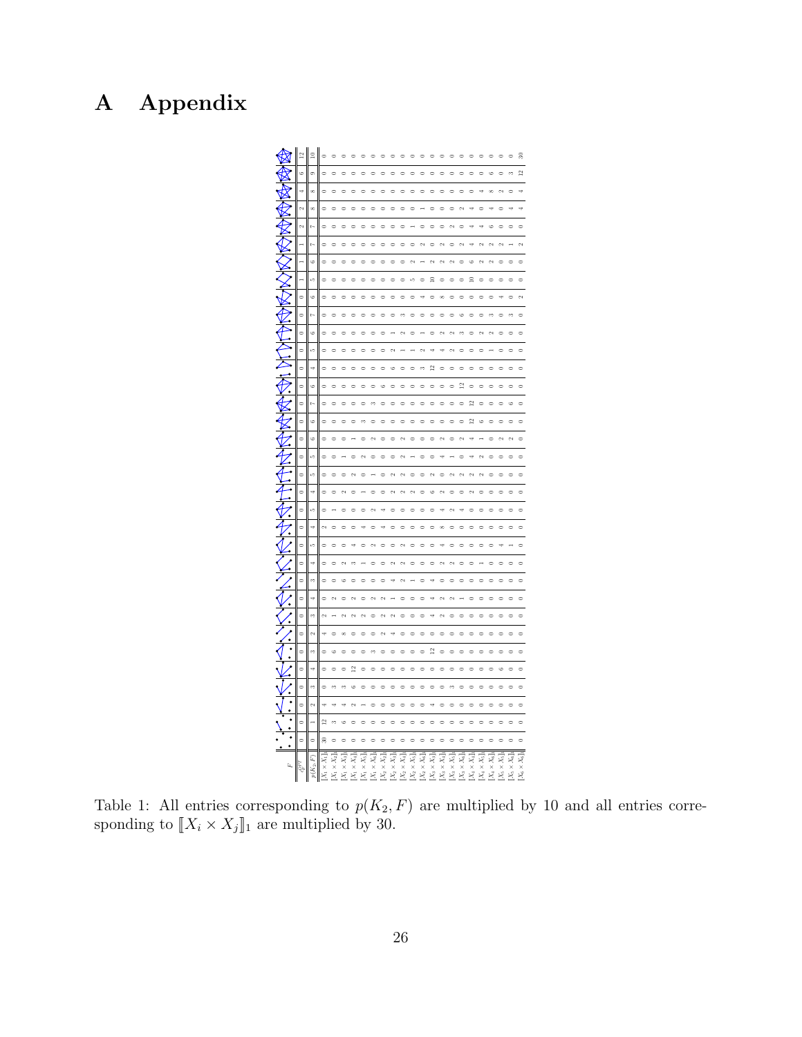# A Appendix

| $F$ | $c_F^{ext}$ | $p(K_2,F)$ | $[\![X_1\times X_1]\!]_1$ | $[\![X_1\times X_2]\!]_1$ | $[\![X_1\times X_3]\!]_1$ | $[\![X_1\times X_4]\!]_1$ | $[\![X_1\times X_5]\!]_1$ | $[\![X_1\times X_6]\!]_1$ | $[\![X_2\times X_2]\!]_1$ | $[\![X_2\times X_3]\!]_1$ | $[\![X_2\times X_4]\!]_1$ | $[\![X_2\times X_5]\!]_1$ | $[\![X_2\times X_6]\!]_1$ | $[\![X_3\times X_3]\!]_1$ | $[\![X_3\times X_4]\!]_1$ | $[\![X_3\times X_5]\!]_1$ | $[\![X_3\times X_6]\!]_1$ | $[\![X_4\times X_4]\!]_1$ | $[\![X_4\times X_5]\!]_1$ | $[\![X_4\times X_6]\!]_1$ | $[\![X_5\times X_5]\!]_1$ | $[\![X_5\times X_6]\!]_1$ | $[\![X_6\times X_6]\!]_1$ |
|---|---|---|---|---|---|---|---|---|---|---|---|---|---|---|---|---|---|---|---|---|---|---|---|
| | 12 | 10 | 0 | 0 | 0 | 0 | 0 | 0 | 0 | 0 | 0 | 0 | 0 | 0 | 0 | 0 | 0 | 0 | 0 | 0 | 0 | 0 | 30 |
| | 6 | 9 | 0 | 0 | 0 | 0 | 0 | 0 | 0 | 0 | 0 | 0 | 0 | 0 | 0 | 0 | 0 | 0 | 0 | 6 | 0 | 3 | 12 |
| | 4 | 8 | 0 | 0 | 0 | 0 | 0 | 0 | 0 | 0 | 0 | 0 | 0 | 0 | 0 | 0 | 0 | 0 | 4 | 8 | 2 | 0 | 4 |
| | 2 | 8 | 0 | 0 | 0 | 0 | 0 | 0 | 0 | 0 | 0 | 0 | 1 | 0 | 0 | 0 | 2 | 4 | 0 | 4 | 0 | 4 | 4 |
| | 2 | 7 | 0 | 0 | 0 | 0 | 0 | 0 | 0 | 0 | 0 | 1 | 0 | 0 | 0 | 2 | 0 | 4 | 4 | 6 | 0 | 0 | 0 |
| | 1 | 7 | 0 | 0 | 0 | 0 | 0 | 0 | 0 | 0 | 0 | 0 | 2 | 0 | 2 | 0 | 2 | 4 | 4 | 2 | 2 | 1 | 2 |
| | 1 | 6 | 0 | 0 | 0 | 0 | 0 | 0 | 0 | 0 | 0 | 2 | 1 | 2 | 2 | 2 | 0 | 6 | 2 | 2 | 0 | 0 | 0 |
| | 1 | 5 | 0 | 0 | 0 | 0 | 0 | 0 | 0 | 0 | 0 | 5 | 0 | 10 | 0 | 0 | 0 | 10 | 0 | 0 | 0 | 0 | 0 |
| | 0 | 6 | 0 | 0 | 0 | 0 | 0 | 0 | 0 | 0 | 0 | 0 | 4 | 0 | 8 | 0 | 0 | 0 | 0 | 0 | 0 | 4 | 2 |
| | 0 | 7 | 0 | 0 | 0 | 0 | 0 | 0 | 0 | 0 | 3 | 0 | 0 | 0 | 0 | 0 | 6 | 0 | 0 | 3 | 0 | 3 | 0 |
| | 0 | 6 | 0 | 0 | 0 | 0 | 0 | 0 | 0 | 1 | 2 | 0 | 1 | 0 | 2 | 2 | 3 | 0 | 2 | 2 | 0 | 0 | 0 |
| | 0 | 5 | 0 | 0 | 0 | 0 | 0 | 0 | 0 | 2 | 1 | 1 | 2 | 4 | 2 | 0 | 0 | 0 | 0 | 1 | 0 | 0 | 0 |
| | 0 | 4 | 0 | 0 | 0 | 0 | 0 | 0 | 0 | 6 | 0 | 3 | 12 | 0 | 0 | 0 | 0 | 0 | 0 | 0 | 0 | 0 | 0 |
| | 0 | 6 | 0 | 0 | 0 | 0 | 0 | 0 | 6 | 0 | 0 | 0 | 0 | 0 | 0 | 0 | 12 | 0 | 0 | 0 | 0 | 0 | 0 |
| | 0 | 7 | 0 | 0 | 0 | 0 | 0 | 3 | 0 | 0 | 0 | 0 | 0 | 0 | 0 | 0 | 0 | 12 | 0 | 0 | 0 | 6 | 0 |
| | 0 | 6 | 0 | 0 | 0 | 0 | 3 | 0 | 0 | 0 | 0 | 0 | 0 | 0 | 0 | 0 | 0 | 12 | 6 | 0 | 0 | 0 | 0 |
| | 0 | 6 | 0 | 0 | 0 | 1 | 0 | 2 | 0 | 0 | 2 | 0 | 0 | 0 | 2 | 0 | 2 | 4 | 1 | 0 | 2 | 2 | 0 |
| | 0 | 5 | 0 | 0 | 1 | 0 | 2 | 0 | 0 | 0 | 2 | 1 | 0 | 0 | 4 | 1 | 0 | 4 | 2 | 0 | 0 | 0 | 0 |
| | 0 | 5 | 0 | 0 | 0 | 2 | 0 | 1 | 0 | 2 | 2 | 0 | 0 | 2 | 0 | 2 | 2 | 2 | 2 | 0 | 0 | 0 | 0 |
| | 0 | 4 | 0 | 0 | 2 | 0 | 1 | 0 | 0 | 2 | 2 | 0 | 0 | 6 | 2 | 0 | 0 | 2 | 0 | 0 | 0 | 0 | 0 |
| | 0 | 5 | 0 | 1 | 0 | 0 | 0 | 2 | 4 | 0 | 0 | 0 | 0 | 0 | 4 | 2 | 4 | 0 | 0 | 0 | 0 | 0 | 0 |
| | 0 | 4 | 2 | 0 | 0 | 0 | 4 | 0 | 4 | 0 | 0 | 0 | 0 | 0 | 8 | 0 | 0 | 0 | 0 | 0 | 0 | 0 | 0 |
| | 0 | 5 | 0 | 0 | 0 | 4 | 0 | 2 | 0 | 0 | 2 | 0 | 0 | 0 | 4 | 0 | 0 | 0 | 0 | 0 | 4 | 1 | 0 |
| | 0 | 4 | 0 | 0 | 2 | 3 | 1 | 0 | 0 | 2 | 2 | 0 | 0 | 0 | 2 | 2 | 0 | 0 | 0 | 1 | 0 | 0 | 0 |
| | 0 | 3 | 0 | 0 | 6 | 0 | 0 | 0 | 0 | 4 | 2 | 1 | 0 | 4 | 0 | 0 | 0 | 0 | 0 | 0 | 0 | 0 | 0 |
| | 0 | 4 | 0 | 2 | 0 | 2 | 0 | 2 | 2 | 1 | 0 | 0 | 0 | 4 | 2 | 2 | 1 | 0 | 0 | 0 | 0 | 0 | 0 |
| | 0 | 3 | 2 | 1 | 2 | 2 | 0 | 2 | 2 | 0 | 0 | 0 | 0 | 4 | 2 | 0 | 0 | 0 | 0 | 0 | 0 | 0 | 0 |
| | 0 | 2 | 4 | 0 | 8 | 0 | 0 | 0 | 2 | 4 | 0 | 0 | 0 | 0 | 0 | 0 | 0 | 0 | 0 | 0 | 0 | 0 | 0 |
| | 0 | 3 | 0 | 6 | 0 | 0 | 0 | 3 | 0 | 0 | 0 | 0 | 0 | 12 | 0 | 0 | 0 | 0 | 0 | 0 | 0 | 0 | 0 |
| | 0 | 4 | 0 | 0 | 0 | 12 | 0 | 0 | 0 | 0 | 0 | 0 | 0 | 0 | 0 | 0 | 0 | 0 | 0 | 0 | 6 | 0 | 0 |
| | 0 | 3 | 0 | 3 | 3 | 6 | 0 | 0 | 0 | 0 | 0 | 0 | 0 | 0 | 3 | 0 | 0 | 0 | 0 | 0 | 0 | 0 | 0 |
| | 0 | 2 | 4 | 4 | 4 | 2 | 1 | 0 | 0 | 0 | 0 | 0 | 0 | 4 | 0 | 0 | 0 | 0 | 0 | 0 | 0 | 0 | 0 |
| | 0 | 1 | 12 | 3 | 6 | 0 | 0 | 0 | 0 | 0 | 0 | 0 | 0 | 0 | 0 | 0 | 0 | 0 | 0 | 0 | 0 | 0 | 0 |
| | 0 | 0 | 30 | 0 | 0 | 0 | 0 | 0 | 0 | 0 | 0 | 0 | 0 | 0 | 0 | 0 | 0 | 0 | 0 | 0 | 0 | 0 | 0 |

Table 1: All entries corresponding to $p(K_2, F)$ are multiplied by 10 and all entries corresponding to $[\![X_i \times X_j]\!]_1$ are multiplied by 30.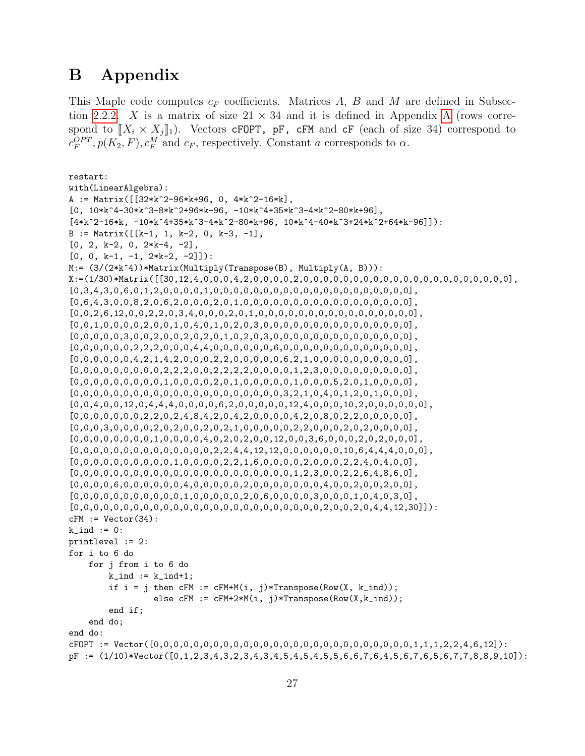# B Appendix

This Maple code computes $c_F$ coefficients. Matrices $A$, $B$ and $M$ are defined in Subsection 2.2.2. $X$ is a matrix of size $21 \times 34$ and it is defined in Appendix A (rows correspond to $[\![X_i \times X_j]\!]_1$). Vectors `cFOPT`, `pF`, `cFM` and `cF` (each of size 34) correspond to $c_F^{OPT}, p(K_2, F), c_F^M$ and $c_F$, respectively. Constant $a$ corresponds to $\alpha$.

```
restart:
with(LinearAlgebra):
A := Matrix([[32*k^2-96*k+96, 0, 4*k^2-16*k],
[0, 10*k^4-30*k^3-8*k^2+96*k-96, -10*k^4+35*k^3-4*k^2-80*k+96],
[4*k^2-16*k, -10*k^4+35*k^3-4*k^2-80*k+96, 10*k^4-40*k^3+24*k^2+64*k-96]]):
B := Matrix([[k-1, 1, k-2, 0, k-3, -1],
[0, 2, k-2, 0, 2*k-4, -2],
[0, 0, k-1, -1, 2*k-2, -2]]):
M:= (3/(2*k^4))*Matrix(Multiply(Transpose(B), Multiply(A, B))):
X:=(1/30)*Matrix([[30,12,4,0,0,0,4,2,0,0,0,0,2,0,0,0,0,0,0,0,0,0,0,0,0,0,0,0,0,0,0,0,0,0],
[0,3,4,3,0,6,0,1,2,0,0,0,0,1,0,0,0,0,0,0,0,0,0,0,0,0,0,0,0,0,0,0,0,0],
[0,6,4,3,0,0,8,2,0,6,2,0,0,0,2,0,1,0,0,0,0,0,0,0,0,0,0,0,0,0,0,0,0,0],
[0,0,2,6,12,0,0,2,2,0,3,4,0,0,0,2,0,1,0,0,0,0,0,0,0,0,0,0,0,0,0,0,0,0],
[0,0,1,0,0,0,0,2,0,0,1,0,4,0,1,0,2,0,3,0,0,0,0,0,0,0,0,0,0,0,0,0,0,0],
[0,0,0,0,0,3,0,0,2,0,0,2,0,2,0,1,0,2,0,3,0,0,0,0,0,0,0,0,0,0,0,0,0,0],
[0,0,0,0,0,0,2,2,2,0,0,0,4,4,0,0,0,0,0,0,6,0,0,0,0,0,0,0,0,0,0,0,0,0],
[0,0,0,0,0,0,4,2,1,4,2,0,0,0,2,2,0,0,0,0,0,6,2,1,0,0,0,0,0,0,0,0,0,0],
[0,0,0,0,0,0,0,0,2,2,2,0,0,2,2,2,2,0,0,0,0,0,1,2,3,0,0,0,0,0,0,0,0,0],
[0,0,0,0,0,0,0,0,0,1,0,0,0,0,2,0,1,0,0,0,0,0,1,0,0,0,5,2,0,1,0,0,0,0],
[0,0,0,0,0,0,0,0,0,0,0,0,0,0,0,0,0,0,0,0,0,0,0,0,3,2,1,0,4,0,1,2,0,1,0,0,0],
[0,0,4,0,0,12,0,4,4,4,0,0,0,0,6,2,0,0,0,0,0,12,4,0,0,0,10,2,0,0,0,0,0,0],
[0,0,0,0,0,0,0,2,2,0,2,4,8,4,2,0,4,2,0,0,0,0,4,2,0,8,0,2,2,0,0,0,0,0],
[0,0,0,3,0,0,0,0,2,0,2,0,0,2,0,2,1,0,0,0,0,0,2,2,0,0,0,2,0,2,0,0,0,0],
[0,0,0,0,0,0,0,0,1,0,0,0,0,4,0,2,0,2,0,0,12,0,0,3,6,0,0,0,2,0,2,0,0,0],
[0,0,0,0,0,0,0,0,0,0,0,0,0,0,0,2,2,4,4,12,12,0,0,0,0,0,0,10,6,4,4,4,0,0,0],
[0,0,0,0,0,0,0,0,0,0,0,1,0,0,0,0,2,2,1,6,0,0,0,0,2,0,0,0,2,2,4,0,4,0,0],
[0,0,0,0,0,0,0,0,0,0,0,0,0,0,0,0,0,0,0,0,0,0,0,0,1,2,3,0,0,2,2,6,4,8,6,0],
[0,0,0,0,6,0,0,0,0,0,0,4,0,0,0,0,0,2,0,0,0,0,0,0,4,0,0,2,0,0,2,0,0],
[0,0,0,0,0,0,0,0,0,0,0,1,0,0,0,0,0,2,0,6,0,0,0,0,3,0,0,0,1,0,4,0,3,0],
[0,0,0,0,0,0,0,0,0,0,0,0,0,0,0,0,0,0,0,0,0,0,0,0,0,2,0,0,2,0,4,4,12,30]]):
cFM := Vector(34):
k_ind := 0:
printlevel := 2:
for i to 6 do
    for j from i to 6 do
        k_ind := k_ind+1;
        if i = j then cFM := cFM+M(i, j)*Transpose(Row(X, k_ind));
                 else cFM := cFM+2*M(i, j)*Transpose(Row(X,k_ind));
        end if;
    end do;
end do:
cFOPT := Vector([0,0,0,0,0,0,0,0,0,0,0,0,0,0,0,0,0,0,0,0,0,0,0,0,0,0,1,1,1,2,2,4,6,12]):
pF := (1/10)*Vector([0,1,2,3,4,3,2,3,4,3,4,5,4,5,4,5,5,6,6,7,6,4,5,6,7,6,5,6,7,7,8,8,9,10]):
```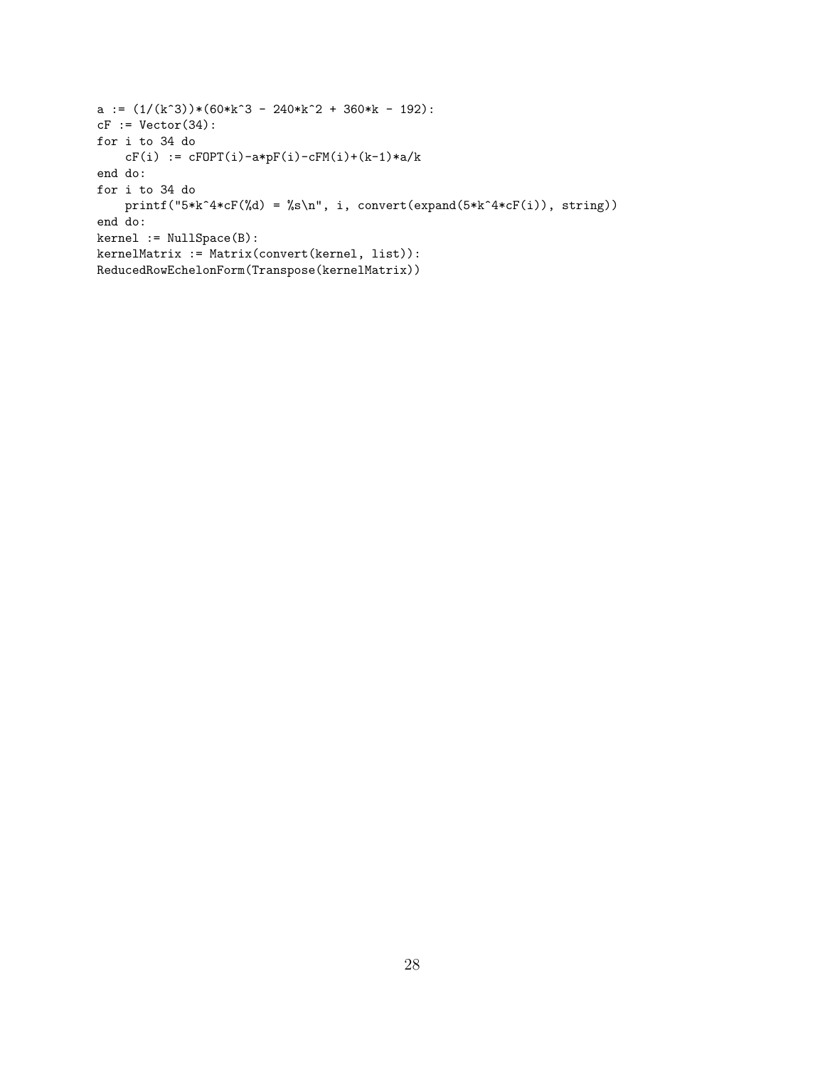```
a := (1/(k^3))*(60*k^3 - 240*k^2 + 360*k - 192):
cF := Vector(34):
for i to 34 do
    cF(i) := cFOPT(i)-a*pF(i)-cFM(i)+(k-1)*a/k
end do:
for i to 34 do
    printf("5*k^4*cF(%d) = %s\n", i, convert(expand(5*k^4*cF(i)), string))
end do:
kernel := NullSpace(B):
kernelMatrix := Matrix(convert(kernel, list)):
ReducedRowEchelonForm(Transpose(kernelMatrix))
```